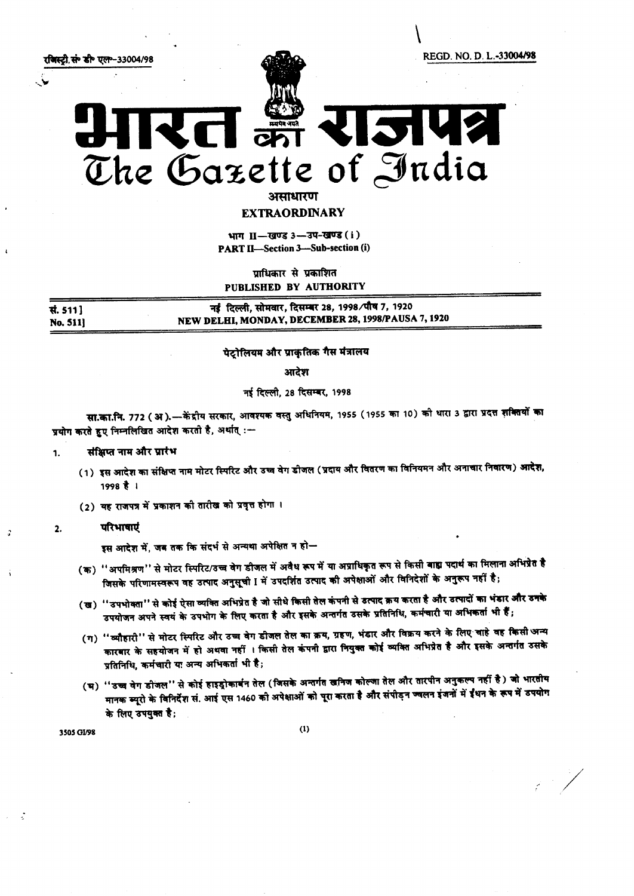रजिस्ट्री सं॰ डी॰ एल॰-33004/98 REGD. NO. D. L.-33004/98

# भारत का राजपत्र
# The Gazette of India

**असाधारण**

**EXTRAORDINARY**

भाग II—खण्ड 3—उप-खण्ड (i)

**PART II—Section 3—Sub-section (i)**

प्राधिकार से प्रकाशित

**PUBLISHED BY AUTHORITY**

| सं. 511] | नई दिल्ली, सोमवार, दिसम्बर 28, 1998/पौष 7, 1920 |
|---|---|
| No. 511] | NEW DELHI, MONDAY, DECEMBER 28, 1998/PAUSA 7, 1920 |

## पेट्रोलियम और प्राकृतिक गैस मंत्रालय

### आदेश

नई दिल्ली, 28 दिसम्बर, 1998

**सा.का.नि. 772 (अ).**—केंद्रीय सरकार, आवश्यक वस्तु अधिनियम, 1955 (1955 का 10) की धारा 3 द्वारा प्रदत्त शक्तियों का प्रयोग करते हुए निम्नलिखित आदेश करती है, अर्थात् :—

1. **संक्षिप्त नाम और प्रारंभ**

   (1) इस आदेश का संक्षिप्त नाम मोटर स्पिरिट और उच्च वेग डीजल (प्रदाय और वितरण का विनियमन और अनाचार निवारण) आदेश, 1998 है ।

   (2) यह राजपत्र में प्रकाशन की तारीख को प्रवृत्त होगा ।

2. **परिभाषाएं**

   इस आदेश में, जब तक कि संदर्भ से अन्यथा अपेक्षित न हो—

   (क) "अपमिश्रण" से मोटर स्पिरिट/उच्च वेग डीजल में अवैध रूप में या अप्राधिकृत रूप से किसी बाह्य पदार्थ का मिलाना अभिप्रेत है जिसके परिणामस्वरूप वह उत्पाद अनुसूची I में उपदर्शित उत्पाद की अपेक्षाओं और विनिर्देशों के अनुरूप नहीं है;

   (ख) "उपभोक्ता" से कोई ऐसा व्यक्ति अभिप्रेत है जो सीधे किसी तेल कंपनी से उत्पाद क्रय करता है और उत्पादों का भंडार और उनके उपयोजन अपने स्वयं के उपभोग के लिए करता है और इसके अन्तर्गत उसके प्रतिनिधि, कर्मचारी या अभिकर्ता भी हैं;

   (ग) "व्यौहारी" से मोटर स्पिरिट और उच्च वेग डीजल तेल का क्रय, ग्रहण, भंडार और विक्रय करने के लिए चाहे वह किसी अन्य कारबार के सहयोजन में हो अथवा नहीं । किसी तेल कंपनी द्वारा नियुक्त कोई व्यक्ति अभिप्रेत है और इसके अन्तर्गत उसके प्रतिनिधि, कर्मचारी या अन्य अभिकर्ता भी है;

   (घ) "उच्च वेग डीजल" से कोई हाइड्रोकार्बन तेल (जिसके अन्तर्गत खनिज कोल्जा तेल और तारपीन अनुकल्प नहीं है) जो भारतीय मानक ब्यूरो के विनिर्देश सं. आई एस 1460 की अपेक्षाओं को पूरा करता है और संपीड़न ज्वलन इंजनों में ईंधन के रूप में उपयोग के लिए उपयुक्त है;

3505 GI/98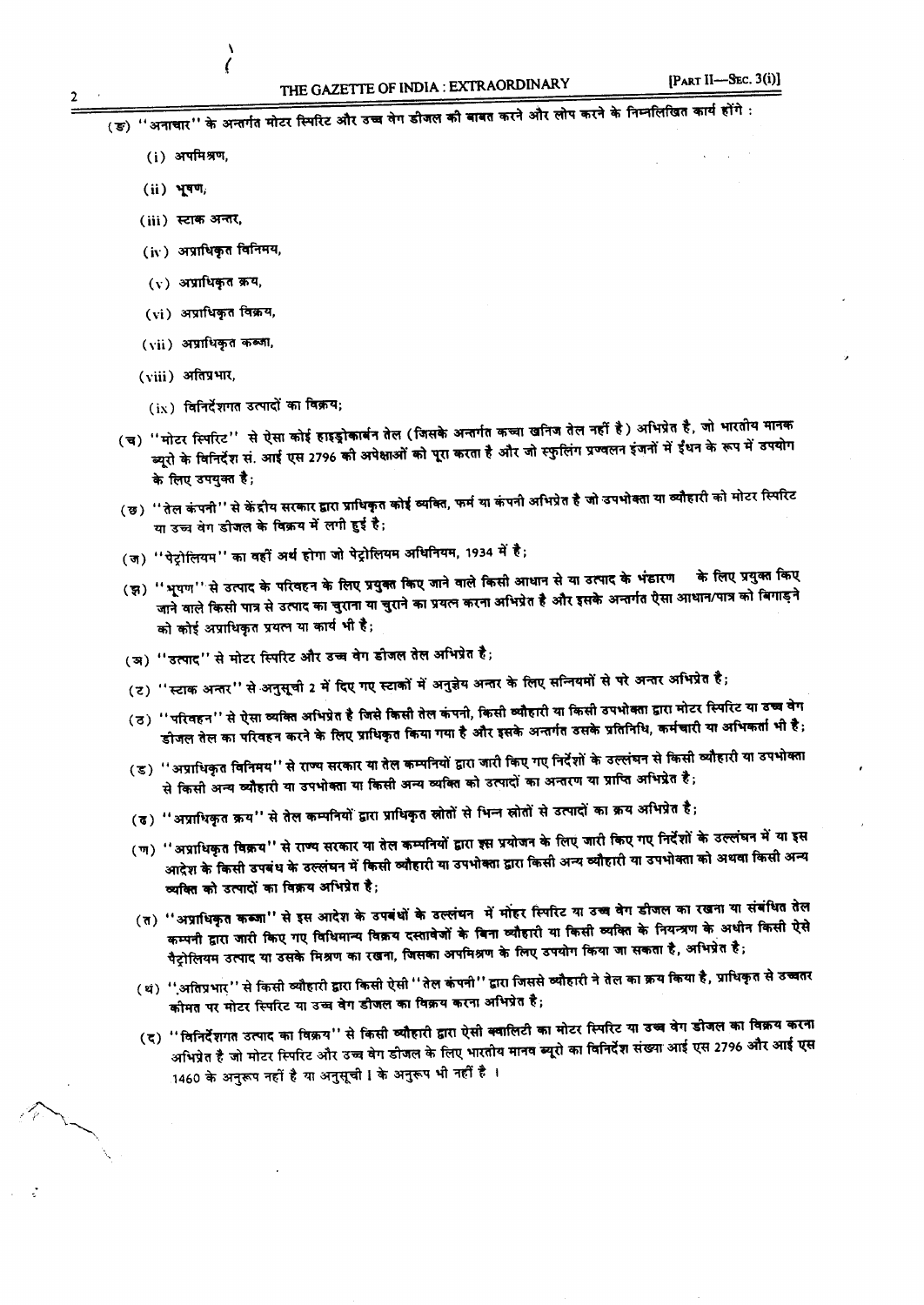(ङ) "अनाचार" के अन्तर्गत मोटर स्पिरिट और उच्च वेग डीजल की बाबत करने और लोप करने के निम्नलिखित कार्य होंगे :

(i) अपमिश्रण,

(ii) भूषण,

(iii) स्टाक अन्तर,

(iv) अप्राधिकृत विनिमय,

(v) अप्राधिकृत क्रय,

(vi) अप्राधिकृत विक्रय,

(vii) अप्राधिकृत कब्जा,

(viii) अतिप्रभार,

(ix) विनिर्देशगत उत्पादों का विक्रय;

(च) "मोटर स्पिरिट" से ऐसा कोई हाइड्रोकार्बन तेल (जिसके अन्तर्गत कच्चा खनिज तेल नहीं है) अभिप्रेत है, जो भारतीय मानक ब्यूरो के विनिर्देश सं. आई एस 2796 की अपेक्षाओं को पूरा करता है और जो स्फुलिंग प्रज्वलन इंजनों में ईंधन के रूप में उपयोग के लिए उपयुक्त है;

(छ) "तेल कंपनी" से केंद्रीय सरकार द्वारा प्राधिकृत कोई व्यक्ति, फर्म या कंपनी अभिप्रेत है जो उपभोक्ता या व्यौहारी को मोटर स्पिरिट या उच्च वेग डीजल के विक्रय में लगी हुई है;

(ज) "पेट्रोलियम" का वहीं अर्थ होगा जो पेट्रोलियम अधिनियम, 1934 में है;

(झ) "भूषण" से उत्पाद के परिवहन के लिए प्रयुक्त किए जाने वाले किसी आधान से या उत्पाद के भंडारण के लिए प्रयुक्त किए जाने वाले किसी पात्र से उत्पाद का चुराना या चुराने का प्रयत्न करना अभिप्रेत है और इसके अन्तर्गत ऐसा आधान/पात्र को बिगाड़ने को कोई अप्राधिकृत प्रयत्न या कार्य भी है;

(ञ) "उत्पाद" से मोटर स्पिरिट और उच्च वेग डीजल तेल अभिप्रेत है;

(ट) "स्टाक अन्तर" से अनुसूची 2 में दिए गए स्टाकों में अनुज्ञेय अन्तर के लिए सन्नियमों से परे अन्तर अभिप्रेत है;

(ठ) "परिवहन" से ऐसा व्यक्ति अभिप्रेत है जिसे किसी तेल कंपनी, किसी व्यौहारी या किसी उपभोक्ता द्वारा मोटर स्पिरिट या उच्च वेग डीजल तेल का परिवहन करने के लिए प्राधिकृत किया गया है और इसके अन्तर्गत उसके प्रतिनिधि, कर्मचारी या अभिकर्ता भी है;

(ड) "अप्राधिकृत विनिमय" से राज्य सरकार या तेल कम्पनियों द्वारा जारी किए गए निर्देशों के उल्लंघन से किसी व्यौहारी या उपभोक्ता से किसी अन्य व्यौहारी या उपभोक्ता या किसी अन्य व्यक्ति को उत्पादों का अन्तरण या प्राप्ति अभिप्रेत है;

(ढ) "अप्राधिकृत क्रय" से तेल कम्पनियों द्वारा प्राधिकृत स्रोतों से भिन्न स्रोतों से उत्पादों का क्रय अभिप्रेत है;

(ण) "अप्राधिकृत विक्रय" से राज्य सरकार या तेल कम्पनियों द्वारा इस प्रयोजन के लिए जारी किए गए निर्देशों के उल्लंघन में या इस आदेश के किसी उपबंध के उल्लंघन में किसी व्यौहारी या उपभोक्ता द्वारा किसी अन्य व्यौहारी या उपभोक्ता को अथवा किसी अन्य व्यक्ति को उत्पादों का विक्रय अभिप्रेत है;

(त) "अप्राधिकृत कब्जा" से इस आदेश के उपबंधों के उल्लंघन में मोटर स्पिरिट या उच्च वेग डीजल का रखना या संबंधित तेल कम्पनी द्वारा जारी किए गए विधिमान्य विक्रय दस्तावेजों के बिना व्यौहारी या किसी व्यक्ति के नियन्त्रण के अधीन किसी ऐसे पैट्रोलियम उत्पाद या उसके मिश्रण का रखना, जिसका अपमिश्रण के लिए उपयोग किया जा सकता है, अभिप्रेत है;

(थ) "अतिप्रभार" से किसी व्यौहारी द्वारा किसी ऐसी "तेल कंपनी" द्वारा जिससे व्यौहारी ने तेल का क्रय किया है, प्राधिकृत से उच्चतर कीमत पर मोटर स्पिरिट या उच्च वेग डीजल का विक्रय करना अभिप्रेत है;

(द) "विनिर्देशगत उत्पाद का विक्रय" से किसी व्यौहारी द्वारा ऐसी क्वालिटी का मोटर स्पिरिट या उच्च वेग डीजल का विक्रय करना अभिप्रेत है जो मोटर स्पिरिट और उच्च वेग डीजल के लिए भारतीय मानव ब्यूरो का विनिर्देश संख्या आई एस 2796 और आई एस 1460 के अनुरूप नहीं है या अनुसूची I के अनुरूप भी नहीं है ।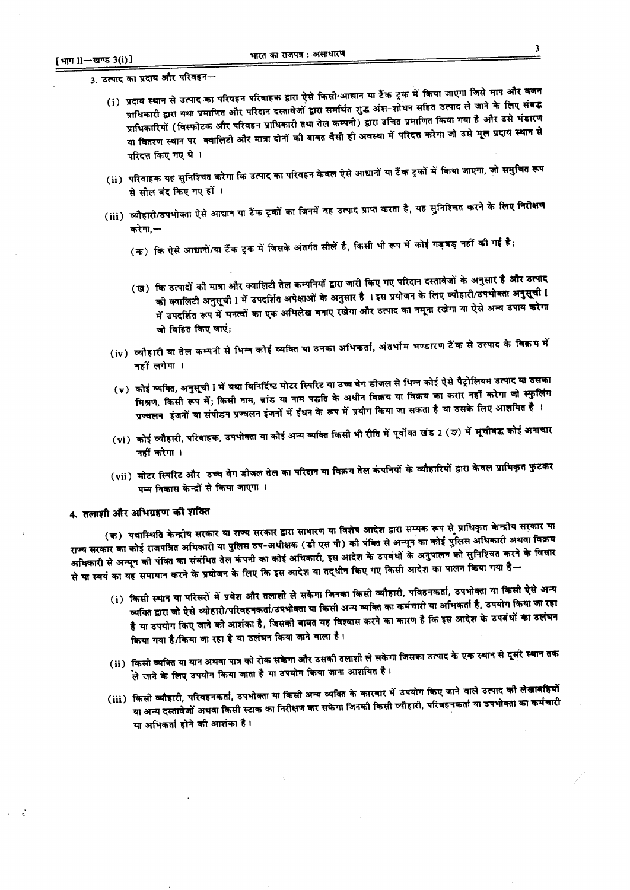3. उत्पाद का प्रदाय और परिवहन—

(i) प्रदाय स्थान से उत्पाद का परिवहन परिवाहक द्वारा ऐसे किसी आधान या टैंक ट्रक में किया जाएगा जिसे माप और वजन प्राधिकारी द्वारा यथा प्रमाणित और परिदान दस्तावेजों द्वारा समर्थित शुद्ध अंश-शोधन सहित उत्पाद ले जाने के लिए संबद्ध प्राधिकारियों (विस्फोटक और परिवहन प्राधिकारी तथा तेल कम्पनी) द्वारा उचित प्रमाणित किया गया है और उसे भंडारण या वितरण स्थान पर क्वालिटी और मात्रा दोनों की बाबत वैसी ही अवस्था में परिदत्त करेगा जो उसे मूल प्रदाय स्थान से परिदत्त किए गए थे ।

(ii) परिवाहक यह सुनिश्चित करेगा कि उत्पाद का परिवहन केवल ऐसे आधानों या टैंक ट्रकों में किया जाएगा, जो समुचित रूप से सील बंद किए गए हों ।

(iii) व्यौहारी/उपभोक्ता ऐसे आधान या टैंक ट्रकों का जिनमें वह उत्पाद प्राप्त करता है, यह सुनिश्चित करने के लिए निरीक्षण करेगा,—

(क) कि ऐसे आधानों/या टैंक ट्रक में जिसके अंतर्गत सीलें है, किसी भी रूप में कोई गड़बड़ नहीं की गई है;

(ख) कि उत्पादों की मात्रा और क्वालिटी तेल कम्पनियों द्वारा जारी किए गए परिदान दस्तावेजों के अनुसार है और उत्पाद की क्वालिटी अनुसूची I में उपदर्शित अपेक्षाओं के अनुसार है । इस प्रयोजन के लिए व्यौहारी/उपभोक्ता अनुसूची I में उपदर्शित रूप में घनत्वों का एक अभिलेख बनाए रखेगा और उत्पाद का नमूना रखेगा या ऐसे अन्य उपाय करेगा जो विहित किए जाएं;

(iv) व्यौहारी या तेल कम्पनी से भिन्न कोई व्यक्ति या उनका अभिकर्ता, अंतर्भौम भण्डारण टैंक से उत्पाद के विक्रय में नहीं लगेगा ।

(v) कोई व्यक्ति, अनुसूची I में यथा विनिर्दिष्ट मोटर स्पिरिट या उच्च वेग डीजल से भिन्न कोई ऐसे पैट्रोलियम उत्पाद या उसका मिश्रण, किसी रूप में; किसी नाम, ब्रांड या नाम पद्धति के अधीन विक्रय या विक्रय का करार नहीं करेगा जो स्फुलिंग प्रज्वलन इंजनों या संपीडन प्रज्वलन इंजनों में ईंधन के रूप में प्रयोग किया जा सकता है या उसके लिए आशयित है ।

(vi) कोई व्यौहारी, परिवाहक, उपभोक्ता या कोई अन्य व्यक्ति किसी भी रीति में पूर्वोक्त खंड 2 (ङ) में सूचीबद्ध कोई अनाचार नहीं करेगा ।

(vii) मोटर स्पिरिट और उच्च वेग डीजल तेल का परिदान या विक्रय तेल कंपनियों के व्यौहारियों द्वारा केवल प्राधिकृत फुटकर पम्प निकास केन्द्रों से किया जाएगा ।

## 4. तलाशी और अभिग्रहण की शक्ति

(क) यथास्थिति केन्द्रीय सरकार या राज्य सरकार द्वारा साधारण या विशेष आदेश द्वारा सम्यक रूप से प्राधिकृत केन्द्रीय सरकार या राज्य सरकार का कोई राजपत्रित अधिकारी या पुलिस उप-अधीक्षक (डी एस पी) की पंक्ति से अन्यून का कोई पुलिस अधिकारी अथवा विक्रय अधिकारी से अन्यून की पंक्ति का संबंधित तेल कंपनी का कोई अधिकारी, इस आदेश के उपबंधों के अनुपालन को सुनिश्चित करने के विचार से या स्वयं का यह समाधान करने के प्रयोजन के लिए कि इस आदेश या तद्धीन किए गए किसी आदेश का पालन किया गया है—

(i) किसी स्थान या परिसरों में प्रवेश और तलाशी ले सकेगा जिनका किसी व्यौहारी, पविहनकर्ता, उपभोक्ता या किसी ऐसे अन्य व्यक्ति द्वारा जो ऐसे व्यौहारी/परिवहनकर्ता/उपभोक्ता या किसी अन्य व्यक्ति का कर्मचारी या अभिकर्ता है, उपयोग किया जा रहा है या उपयोग किए जाने की आशंका है, जिसकी बाबत यह विश्वास करने का कारण है कि इस आदेश के उपबंधों का उलंघन किया गया है/किया जा रहा है या उलंघन किया जाने वाला है ।

(ii) किसी व्यक्ति या यान अथवा पात्र को रोक सकेगा और उसकी तलाशी ले सकेगा जिसका उत्पाद के एक स्थान से दूसरे स्थान तक ले जाने के लिए उपयोग किया जाता है या उपयोग किया जाना आशयित है ।

(iii) किसी व्यौहारी, परिवहनकर्ता, उपभोक्ता या किसी अन्य व्यक्ति के कारबार में उपयोग किए जाने वाले उत्पाद की लेखाबहियों या अन्य दस्तावेजों अथवा किसी स्टाक का निरीक्षण कर सकेगा जिनकी किसी व्यौहारी, परिवहनकर्ता या उपभोक्ता का कर्मचारी या अभिकर्ता होने की आशंका है ।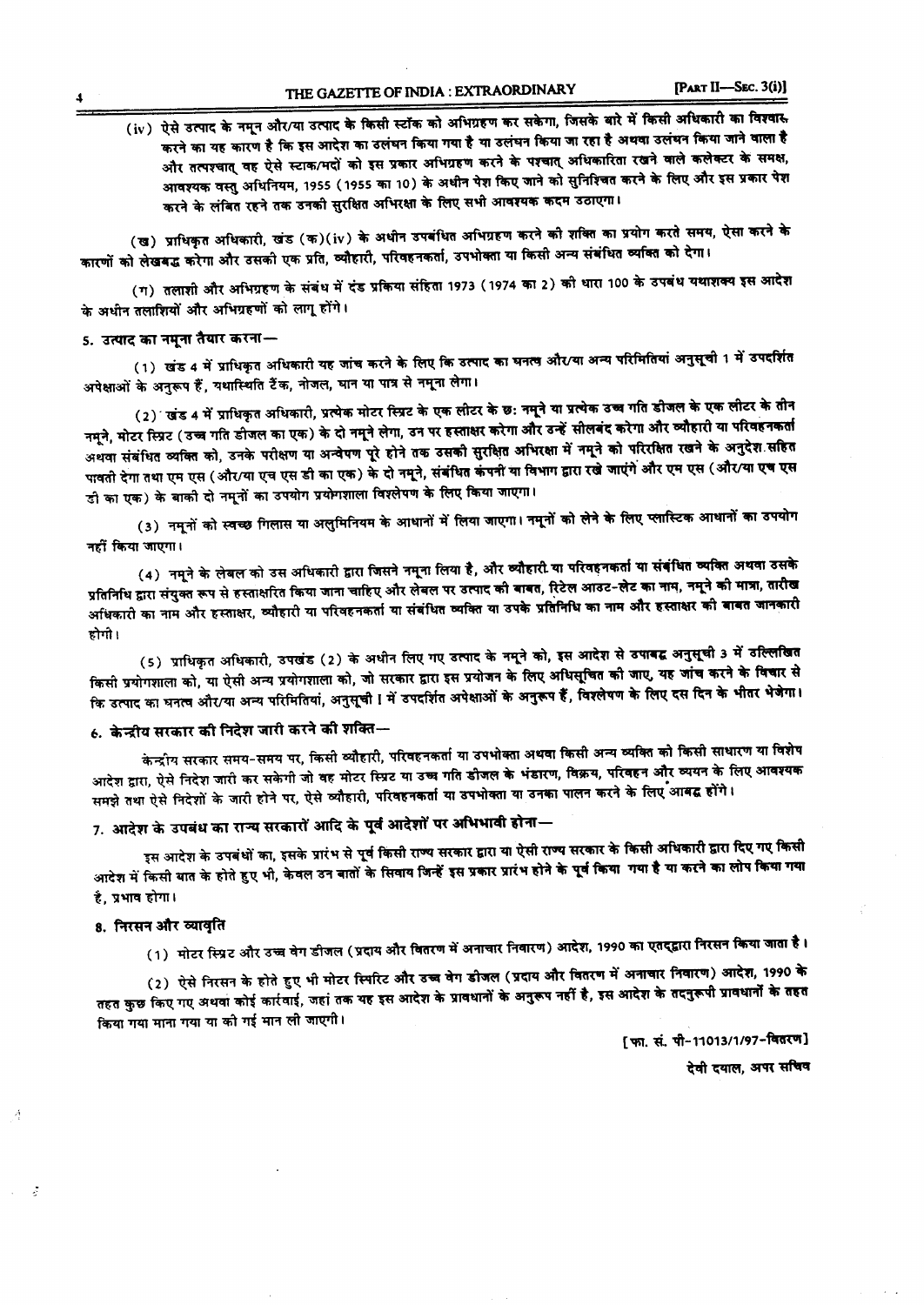(iv) ऐसे उत्पाद के नमून और/या उत्पाद के किसी स्टॉक को अभिग्रहण कर सकेगा, जिसके बारे में किसी अधिकारी का विश्वास करने का यह कारण है कि इस आदेश का उलंघन किया गया है या उलंघन किया जा रहा है अथवा उलंघन किया जाने वाला है और तत्पश्चात् वह ऐसे स्टाक/मदों को इस प्रकार अभिग्रहण करने के पश्चात् अधिकारिता रखने वाले कलेक्टर के समक्ष, आवश्यक वस्तु अधिनियम, 1955 (1955 का 10) के अधीन पेश किए जाने को सुनिश्चित करने के लिए और इस प्रकार पेश करने के लंबित रहने तक उनकी सुरक्षित अभिरक्षा के लिए सभी आवश्यक कदम उठाएगा।

(ख) प्राधिकृत अधिकारी, खंड (क)(iv) के अधीन उपबंधित अभिग्रहण करने की शक्ति का प्रयोग करते समय, ऐसा करने के कारणों को लेखबद्ध करेगा और उसकी एक प्रति, व्यौहारी, परिवहनकर्ता, उपभोक्ता या किसी अन्य संबंधित व्यक्ति को देगा।

(ग) तलाशी और अभिग्रहण के संबंध में दंड प्रकिया संहिता 1973 (1974 का 2) की धारा 100 के उपबंध यथाशक्य इस आदेश के अधीन तलाशियों और अभिग्रहणों को लागू होंगे।

**5. उत्पाद का नमूना तैयार करना—**

(1) खंड 4 में प्राधिकृत अधिकारी यह जांच करने के लिए कि उत्पाद का घनत्व और/या अन्य परिमितियां अनुसूची 1 में उपदर्शित अपेक्षाओं के अनुरूप हैं, यथास्थिति टैंक, नोजल, थान या पात्र से नमूना लेगा।

(2) खंड 4 में प्राधिकृत अधिकारी, प्रत्येक मोटर स्प्रिट के एक लीटर के छः नमूने या प्रत्येक उच्च गति डीजल के एक लीटर के तीन नमूने, मोटर स्प्रिट (उच्च गति डीजल का एक) के दो नमूने लेगा, उन पर हस्ताक्षर करेगा और उन्हें सीलबंद करेगा और व्यौहारी या परिवहनकर्ता अथवा संबंधित व्यक्ति को, उनके परीक्षण या अन्वेषण पूरे होने तक उसकी सुरक्षित अभिरक्षा में नमूने को परिरक्षित रखने के अनुदेश सहित पावती देगा तथा एम एस (और/या एच एस डी का एक) के दो नमूने, संबंधित कंपनी या विभाग द्वारा रखे जाएंगे और एम एस (और/या एच एस डी का एक) के बाकी दो नमूनों का उपयोग प्रयोगशाला विश्लेषण के लिए किया जाएगा।

(3) नमूनों को स्वच्छ गिलास या अलुमिनियम के आधानों में लिया जाएगा। नमूनों को लेने के लिए प्लास्टिक आधानों का उपयोग नहीं किया जाएगा।

(4) नमूने के लेबल को उस अधिकारी द्वारा जिसने नमूना लिया है, और व्यौहारी या परिवहनकर्ता या संबंधित व्यक्ति अथवा उसके प्रतिनिधि द्वारा संयुक्त रूप से हस्ताक्षरित किया जाना चाहिए और लेबल पर उत्पाद की बाबत, रिटेल आउट-लेट का नाम, नमूने की मात्रा, तारीख अधिकारी का नाम और हस्ताक्षर, व्यौहारी या परिवहनकर्ता या संबंधित व्यक्ति या उसके प्रतिनिधि का नाम और हस्ताक्षर की बाबत जानकारी होगी।

(5) प्राधिकृत अधिकारी, उपखंड (2) के अधीन लिए गए उत्पाद के नमूने को, इस आदेश से उपाबद्ध अनुसूची 3 में उल्लिखित किसी प्रयोगशाला को, या ऐसी अन्य प्रयोगशाला को, जो सरकार द्वारा इस प्रयोजन के लिए अधिसूचित की जाए, यह जांच करने के विचार से कि उत्पाद का घनत्व और/या अन्य परिमितियां, अनुसूची I में उपदर्शित अपेक्षाओं के अनुरूप हैं, विश्लेषण के लिए दस दिन के भीतर भेजेगा।

**6. केन्द्रीय सरकार की निदेश जारी करने की शक्ति—**

केन्द्रीय सरकार समय-समय पर, किसी व्यौहारी, परिवहनकर्ता या उपभोक्ता अथवा किसी अन्य व्यक्ति को किसी साधारण या विशेष आदेश द्वारा, ऐसे निदेश जारी कर सकेगी जो वह मोटर स्प्रिट या उच्च गति डीजल के भंडारण, विक्रय, परिवहन और व्ययन के लिए आवश्यक समझे तथा ऐसे निदेशों के जारी होने पर, ऐसे व्यौहारी, परिवहनकर्ता या उपभोक्ता या उनका पालन करने के लिए आबद्ध होंगे।

**7. आदेश के उपबंध का राज्य सरकारों आदि के पूर्व आदेशों पर अभिभावी होना—**

इस आदेश के उपबंधों का, इसके प्रारंभ से पूर्व किसी राज्य सरकार द्वारा या ऐसी राज्य सरकार के किसी अधिकारी द्वारा दिए गए किसी आदेश में किसी बात के होते हुए भी, केवल उन बातों के सिवाय जिन्हें इस प्रकार प्रारंभ होने के पूर्व किया गया है या करने का लोप किया गया है, प्रभाव होगा।

**8. निरसन और व्यावृति**

(1) मोटर स्प्रिट और उच्च वेग डीजल (प्रदाय और वितरण में अनाचार निवारण) आदेश, 1990 का एतद्द्वारा निरसन किया जाता है।

(2) ऐसे निरसन के होते हुए भी मोटर स्पिरिट और उच्च वेग डीजल (प्रदाय और वितरण में अनाचार निवारण) आदेश, 1990 के तहत कुछ किए गए अथवा कोई कार्रवाई, जहां तक यह इस आदेश के प्रावधानों के अनुरूप नहीं है, इस आदेश के तदनुरूपी प्रावधानों के तहत किया गया माना गया या की गई मान ली जाएगी।

[फा. सं. पी-11013/1/97-वितरण]

देवी दयाल, अपर सचिव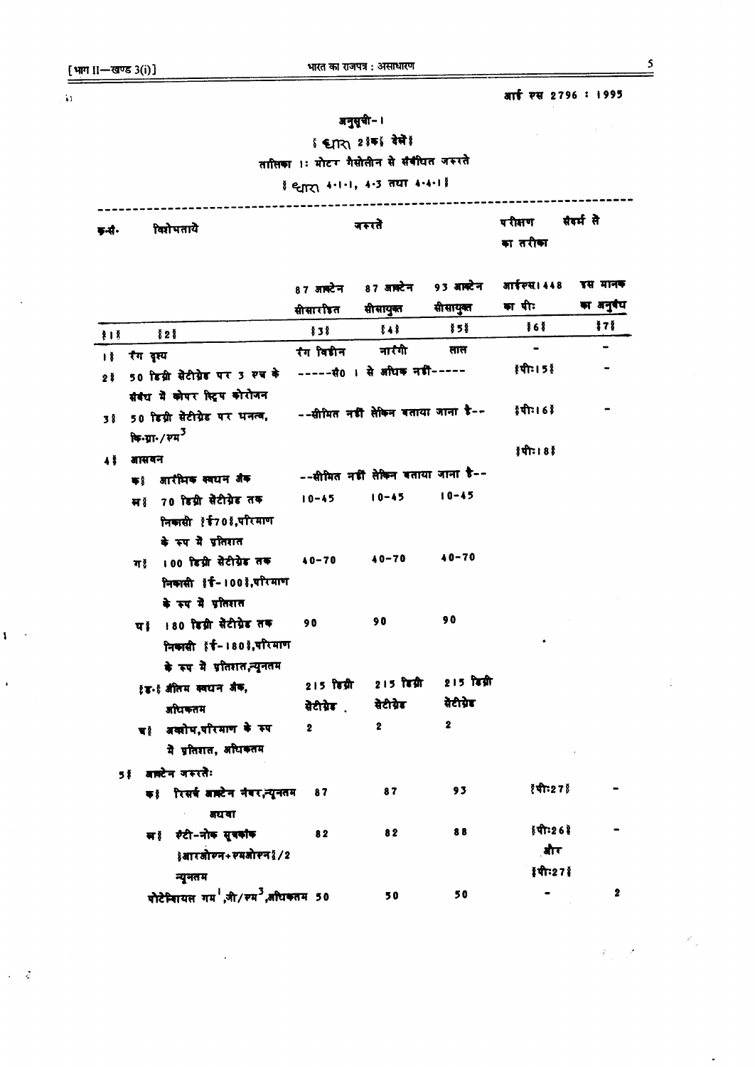आई एस 2796 : 1995

## अनुसूची-।

§ धारा 2§क§ देखें§

### तालिका 1: मोटर गैसोलीन से संबंधित जरूरतें

§ धारा 4·1·1, 4·3 तथा 4·4·1§

| क्र.सं. | विशेषतायें | जरूरतें | | | परीक्षण का तरीका | रैफर्स से |
|---|---|---|---|---|---|---|
| | | 87 आक्टेन सीसारहित | 87 आक्टेन सीसायुक्त | 93 आक्टेन सीसायुक्त | आईएस।448 का पीः | इस मानक का अनुबंध |
| §1§ | §2§ | §3§ | §4§ | §5§ | §6§ | §7§ |
| 1§ | रंग दृश्य | रंग विहीन | नारंगी | लाल | - | - |
| 2§ | 50 डिग्री सेंटीग्रेड पर 3 घण्टे के संबंध में कोपर स्ट्रिप कोरोजन | -----सं0 1 से अधिक नहीं----- | | | §पीः15§ | - |
| 3§ | 50 डिग्री सेंटीग्रेड पर घनत्व, कि.ग्रा./एम$^3$ | --सीमित नहीं लेकिन बताया जाना है-- | | | §पीः16§ | - |
| 4§ | आसवन | | | | §पीः18§ | |
| | क§ आरंभिक क्वथन अंक | --सीमित नहीं लेकिन बताया जाना है-- | | | | |
| | ख§ 70 डिग्री सेंटीग्रेड तक निकासी §ई70§,परिमाण के रूप में प्रतिशत | 10-45 | 10-45 | 10-45 | | |
| | ग§ 100 डिग्री सेंटीग्रेड तक निकासी §ई-100§,परिमाण के रूप में प्रतिशत | 40-70 | 40-70 | 40-70 | | |
| | घ§ 180 डिग्री सेंटीग्रेड तक निकासी §ई-180§,परिमाण के रूप में प्रतिशत,न्यूनतम | 90 | 90 | 90 | | |
| | §ड·§ अंतिम क्वथन अंक, अधिकतम | 215 डिग्री सेंटीग्रेड | 215 डिग्री सेंटीग्रेड | 215 डिग्री सेंटीग्रेड | | |
| | च§ अक्षोभ,परिमाण के रूप में प्रतिशत, अधिकतम | 2 | 2 | 2 | | |
| 5§ | आक्टेन जरूरतेः | | | | | |
| | क§ रिसर्च आक्टेन नंबर,न्यूनतम अथवा | 87 | 87 | 93 | §पीः27§ | - |
| | ख§ एंटी-नोक सूचकांक §आरओएन+एमओएन§/2 न्यूनतम | 82 | 82 | 88 | §पीः26§ और §पीः27§ | - |
| | पोटेन्शियल गम[1],जी/एम$^3$,अधिकतम | 50 | 50 | 50 | - | 2 |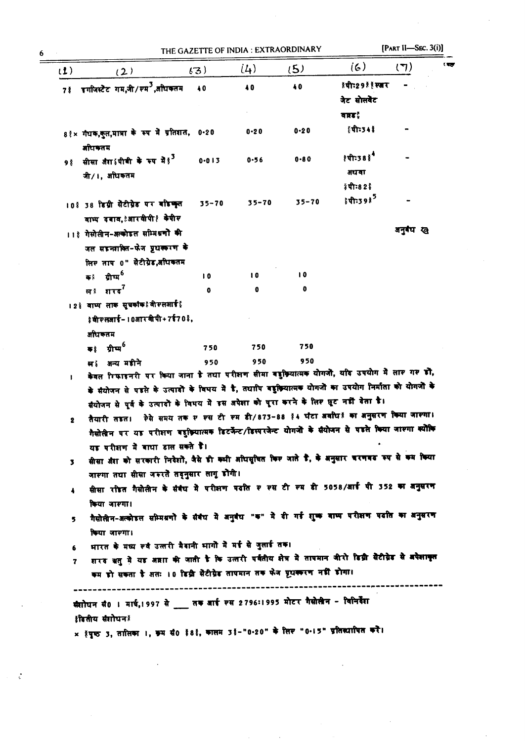| (1) | (2) | (3) | (4) | (5) | (6) | (7) |
|---|---|---|---|---|---|---|
| 7) | इगजिस्टैट गम,जी/एम[3],अधिकतम | 40 | 40 | 40 | (पी:29)(एयर जेट सोलवेंट वाष्प) | - |
| 8)× | गंधक,कुल,मात्रा के रूप में प्रतिशत, अधिकतम | 0·20 | 0·20 | 0·20 | (पी:34) | - |
| 9) | सीसा अंश (पीबी के रूप में)[3] जी/1, अधिकतम | 0·013 | 0·56 | 0·80 | (पी:38)[4] अथवा (पी:82) | - |
| 10) | 38 डिग्री सेंटीग्रेड पर बाष्पित वाष्प दबाव,(आरवीपी) केपीए | 35-70 | 35-70 | 35-70 | (पी:39)[5] | - |
| 11) | गैसोलीन-अल्कोहल सम्मिश्रणों की जल सहनशक्ति-फेज पृथक्करण के लिए ताप 0" सेंटीग्रेड,अधिकतम | | | | | अनुबंध ख |
| | क) ग्रीष्म[6] | 10 | 10 | 10 | | |
| | ख) शरद[7] | 0 | 0 | 0 | | |
| 12) | वाष्प लाक सूचकांक (वीएलआई) (वीएलआई-10आरवीपी+7ई70), अधिकतम | | | | | |
| | क) ग्रीष्म[6] | 750 | 750 | 750 | | |
| | ख) अन्य महीने | 950 | 950 | 950 | | |

1 केवल रिफाइनरी पर किया जाना है तथा परीक्षण सीमा बहुक्रियात्मक योगजों, यदि उपयोग में लाए गए हों, के संयोजन से पहले के उत्पादों के विषय में है, तथापि बहुक्रियात्मक योगजों का उपयोग निर्माता को योगजों के संयोजन से पूर्व के उत्पादों के विषय में इस अपेक्षा को पूरा करने के लिए छूट नहीं देता है।

2 तैयारी तहत। ऐसे समय तक ए एस टी एम डी/873-88 (4 घंटा अवधि) का अनुसरण किया जाएगा। गैसोलीन पर यह परीक्षण बहुक्रियात्मक डिटर्जेन्ट/डिस्परजेन्ट योगजों के संयोजन से पहले किया जाएगा क्योंकि यह परीक्षण में बाधा डाल सकते है।

3 सीसा अंश को सरकारी निदेशों, जैसे ही कभी अधिसूचित किए जाते है, के अनुसार चरणबद्ध रूप से कम किया जाएगा तथा सीसा जरूरतें तदनुसार लागू होंगी।

4 सीसा रहित गैसोलीन के संबंध में परीक्षण पद्धति ए एस टी एम डी 5058/आई पी 352 का अनुसरण किया जाएगा।

5 गैसोलीन-अल्कोहल सम्मिश्रणों के संबंध में अनुबंध "क" में दी गई शुष्क वाष्प परीक्षण पद्धति का अनुसरण किया जाएगा।

6 भारत के मध्य एवं उत्तरी मैदानी भागों में मई से जुलाई तक।

7 शरद ऋतु में यह आशा की जाती है कि उत्तरी पर्वतीय क्षेत्र में तापमान जीरो डिग्री सेंटीग्रेड से अपेक्षाकृत कम हो सकता है अतः 10 डिग्री सेंटीग्रेड तापमान तक फेज पृथक्करण नहीं होगा।

---

संशोधन सं0 1 मार्च,1997 से \_\_\_ तक आई एस 2796:1995 मोटर गैसोलीन - विनिर्देश

(द्वितीय संशोधन)

× (पृष्ठ 3, तालिका 1, क्रम सं0 (8), कालम 3)-"0·20" के लिए "0·15" प्रतिस्थापित करें।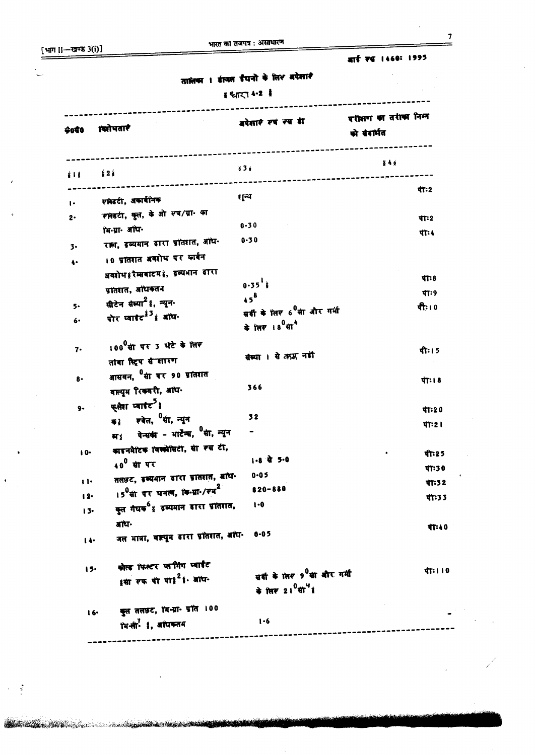आई एस 1460: 1995

## तालिका 1 डीजल ईंधनों के लिए अपेक्षाएँ

(धारा 4.2)

| क्र०सं० | विशेषताएँ | अपेक्षाएँ एच एस डी | परीक्षण का तरीका निम्न को संदर्भित |
|---|---|---|---|
| (1) | (2) | (3) | (4) |
| 1. | एसिडटी, अकार्बनिक | शून्य | पी:2 |
| 2. | एसिडटी, कुल, के ओ एच/ग्रा० का मि-ग्रा० अधि० | 0.30 | पी:2 |
| 3. | राख, द्रव्यमान द्वारा प्रतिशत, अधि० | 0.30 | पी:4 |
| 4. | 10 प्रतिशत अवशेष पर कार्बन अवशेष (रेम्सबाटम), द्रव्यमान द्वारा प्रतिशत, अधिकतम | 0.35[1] | पी:8 |
| 5. | सीटेन संख्या[2], न्यून० | 45[8] | पी:9 |
| 6. | पोर प्वाइंट[3], अधि० | सर्दी के लिए 6°सा और गर्मी के लिए 18°सा[4] | पी:10 |
| 7. | 100°सा पर 3 घंटे के लिए तांबा स्ट्रिप से क्षरण | संख्या 1 से कम नहीं | पी:15 |
| 8. | आसवन, °सा पर 90 प्रतिशत वाल्यूम रिकवरी, अधि० | 366 | पी:18 |
| 9. | फ्लैश प्वाइंट[5] | | |
| | क) एबेल, °सा, न्यून | 32 | पी:20 |
| | ख) पेन्सकी - मार्टेन्स, °सा, न्यून | - | पी:21 |
| 10. | काइनमैटिक विस्कोसिटी, सी एस टी, 40° सा पर | 1.8 से 5.0 | पी:25 |
| 11. | तलछट, द्रव्यमान द्वारा प्रतिशत, अधि० | 0.05 | पी:30 |
| 12. | 15°सा पर घनत्व, कि-ग्रा०/एम² | 820-880 | पी:32 |
| 13. | कुल गंधक[6], द्रव्यमान द्वारा प्रतिशत, अधि० | 1.0 | पी:33 |
| 14. | जल मात्रा, वाल्यूम द्वारा प्रतिशत, अधि० | 0.05 | पी:40 |
| 15. | कोल्ड फिल्टर प्लगिंग प्वाइंट (सी एफ पी पी)[2], अधि० | सर्दी के लिए 9°सा और गर्मी के लिए 21°सा[4] | पी:110 |
| 16. | कुल तलछट, मि-ग्रा० प्रति 100 मि-ली०[7], अधिकतम | 1.6 | - |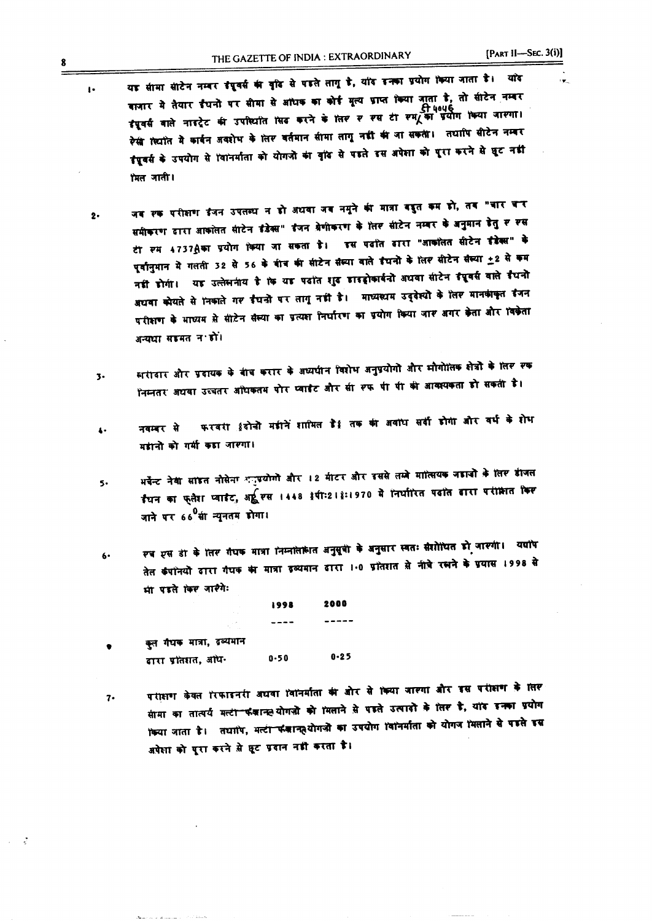1. यह सीमा सीटेन नम्बर ईंपूवर्स की वृद्धि से पहले लागू है, यदि इनका प्रयोग किया जाता है। यदि बाजार में तैयार ईंधनों पर सीमा से अधिक का कोई मूल्य प्राप्त किया जाता है, तो सीटेन नम्बर ईंपूवर्स वाले नाइट्रेट की उपस्थिति सिद्ध करने के लिए ए एस टी एम/डी 4046 का प्रयोग किया जाएगा। ऐसी स्थिति में कार्बन अवशेष के लिए वर्तमान सीमा लागू नहीं की जा सकती। तथापि सीटेन नम्बर ईंपूवर्स के उपयोग से विनिर्माता को योगजों की वृद्धि से पहले इस अपेक्षा को पूरा करने से छूट नहीं मिल जाती।

2. जब एक परीक्षण इंजन उपलब्ध न हो अथवा जब नमूने की मात्रा बहुत कम हो, तब "चार चर समीकरण द्वारा आकलित सीटेन इंडेक्स" इंजन श्रेणीकरण के लिए सीटेन नम्बर के अनुमान हेतु ए एस टी एम 4737 का प्रयोग किया जा सकता है। इस पद्धति द्वारा "आकलित सीटेन इंडेक्स" के पूर्वानुमान में गलती 32 से 56 के बीच की सीटेन संख्या वाले ईंधनों के लिए सीटेन संख्या ±2 से कम नहीं होगी। यह उल्लेखनीय है कि यह पद्धति शुद्ध हाइड्रोकार्बनों अथवा सीटेन ईंपूवर्स वाले ईंधनों अथवा कोयले से निकाले गए ईंधनों पर लागू नहीं है। माध्यस्थम उद्देश्यों के लिए मानकीकृत इंजन परीक्षण के माध्यम से सीटेन संख्या का प्रत्यक्ष निर्धारण का प्रयोग किया जाए अगर क्रेता और विक्रेता अन्यथा सहमत न हों।

3. खरीदार और प्रदायक के बीच करार के अध्यधीन विशेष अनुप्रयोगों और भौगोलिक क्षेत्रों के लिए एक निम्नतर अथवा उच्चतर अधिकतम पोर प्वाइंट और सी एफ पी पी की आवश्यकता हो सकती है।

4. नवम्बर से फरवरी (दोनों महीनें शामिल है) तक की अवधि सर्दी होगी और वर्ष के शेष महीनों को गर्मी कहा जाएगा।

5. मर्चेन्ट नेवी सहित नौसेना अनुप्रयोगों और 12 मीटर और इससे लम्बे मात्स्यिक जहाजों के लिए डीजल ईंधन का फ्लैश प्वाइंट, आई एस 1448 (पीः21):1970 में निर्धारित पद्धति द्वारा परीक्षित किए जाने पर $66^{0}$सी न्यूनतम होगा।

6. एच एस डी के लिए गंधक मात्रा निम्नलिखित अनुसूची के अनुसार स्वतः संशोधित हो जाएगी। यद्यपि तेल कंपनियों द्वारा गंधक की मात्रा द्रव्यमान द्वारा 1.0 प्रतिशत से नीचे रखने के प्रयास 1998 से भी पहले किए जाएंगेः

| | 1998 | 2000 |
|---|---|---|
| कुल गंधक मात्रा, द्रव्यमान द्वारा प्रतिशत, अधि. | 0.50 | 0.25 |

7. परीक्षण केवल रिफाइनरी अथवा विनिर्माता की ओर से किया जाएगा और इस परीक्षण के लिए सीमा का तात्पर्य मल्टी-फंक्शनल योगजों को मिलाने से पहले उत्पादों के लिए है, यदि इनका प्रयोग किया जाता है। तथापि, मल्टी-फंक्शनल योगजों का उपयोग विनिर्माता को योगज मिलाने से पहले इस अपेक्षा को पूरा करने से छूट प्रदान नहीं करता है।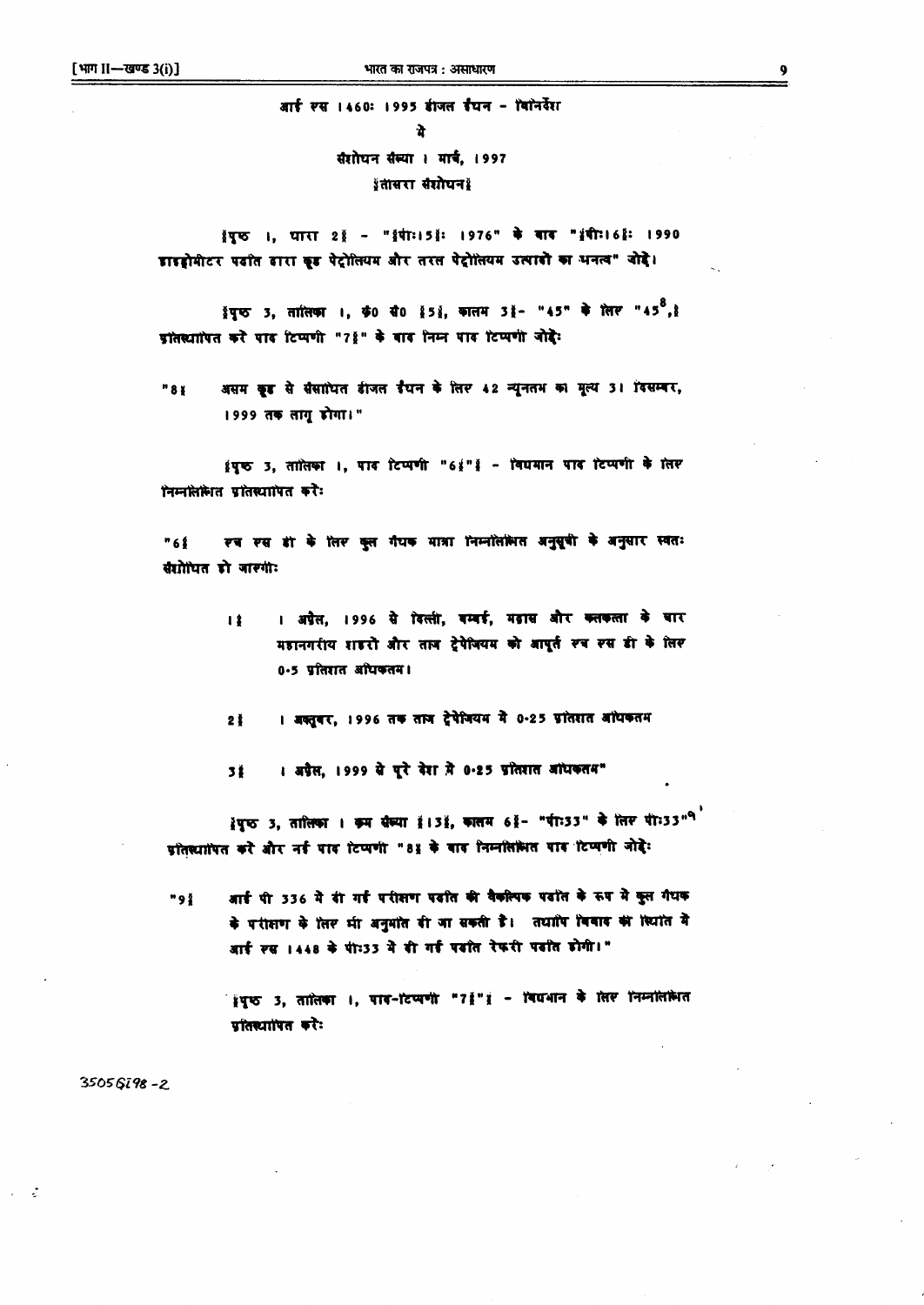आई एस 1460: 1995 डीजल ईंधन - विनिर्देश

में

संशोधन संख्या 1 मार्च, 1997

[तीसरा संशोधन]

[पृष्ठ 1, धारा 2] - "[पीः15]: 1976" के बाद "[पीः16]: 1990 हाइड्रोमीटर पद्धति द्वारा कूड पेट्रोलियम और तरल पेट्रोलियम उत्पादों का घनत्व" जोड़ें।

[पृष्ठ 3, तालिका 1, क्र० सं० [5], कालम 3] - "45" के लिए "45[8]," प्रतिस्थापित करें पाद टिप्पणी "7]" के बाद निम्न पाद टिप्पणी जोड़ें:

"8] असम कूड से संसाधित डीजल ईंधन के लिए 42 न्यूनतम का मूल्य 31 दिसम्बर, 1999 तक लागू होगा।"

[पृष्ठ 3, तालिका 1, पाद टिप्पणी "6]"] - विद्यमान पाद टिप्पणी के लिए निम्नलिखित प्रतिस्थापित करें:

"6] एच एस डी के लिए कुल गंधक मात्रा निम्नलिखित अनुसूची के अनुसार स्वतः संशोधित हो जाएगी:

1] 1 अप्रैल, 1996 से दिल्ली, बम्बई, मद्रास और कलकत्ता के चार महानगरीय शहरों और ताज ट्रेपेजियम को आपूर्त एच एस डी के लिए 0.5 प्रतिशत अधिकतम।

2] 1 अक्तूबर, 1996 तक ताज ट्रेपेजियम में 0.25 प्रतिशत अधिकतम

3] 1 अप्रैल, 1999 से पूरे देश में 0.25 प्रतिशत अधिकतम"

[पृष्ठ 3, तालिका 1 क्रम संख्या [13], कालम 6] - "पीः33" के लिए पीः33"[9] प्रतिस्थापित करें और नई पाद टिप्पणी "8] के बाद निम्नलिखित पाद टिप्पणी जोड़ें:

"9] आई पी 336 में दी गई परीक्षण पद्धति की वैकल्पिक पद्धति के रूप में कुल गंधक के परीक्षण के लिए भी अनुमति दी जा सकती है। तथापि विवाद की स्थिति में आई एस 1448 के पीः33 में दी गई पद्धति रेफरी पद्धति होगी।"

[पृष्ठ 3, तालिका 1, पाद-टिप्पणी "7]"] - विद्यमान के लिए निम्नलिखित प्रतिस्थापित करें:

3505 GI/98-2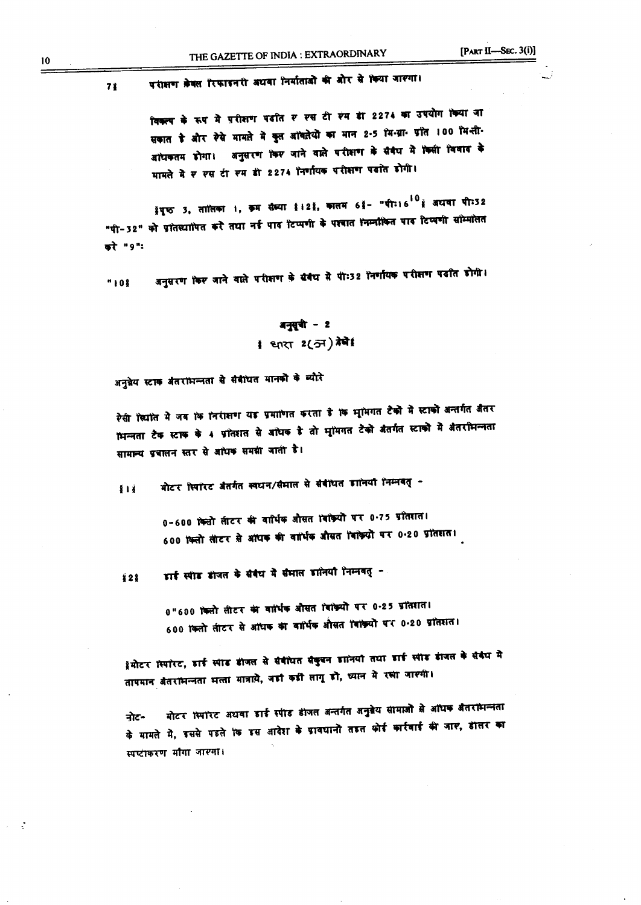7) परीक्षण केवल रिफाइनरी अथवा निर्माताओं की ओर से किया जाएगा।

विकल्प के रूप में परीक्षण पद्धति ए एस टी एम डी 2274 का उपयोग किया जा सकता है और ऐसे मामले में कुल अघुलेयों का मान 2.5 मि.ग्रा. प्रति 100 मि.ली. अधिकतम होगा। अनुसरण किए जाने वाले परीक्षण के संबंध में किसी विवाद के मामले में ए एस टी एम डी 2274 निर्णायक परीक्षण पद्धति होगी।

(पृष्ठ 3, तालिका 1, क्रम संख्या (12), कालम 6)- "पी:16[10]) अथवा पी:32 "पी-32" को प्रतिस्थापित करें तथा नई पाद टिप्पणी के पश्चात निम्नांकित पाद टिप्पणी सम्मिलित करें "9":

"10) अनुसरण किए जाने वाले परीक्षण के संबंध में पी:32 निर्णायक परीक्षण पद्धति होगी।

## अनुसूची - 2

(धारा 2(ञ) देखें)

अनुज्ञेय स्टाक अंतरभिन्नता से संबंधित मानकों के ब्यौरे

ऐसी स्थिति में जब कि निरीक्षण यह प्रमाणित करता है कि भूमिगत टैंकों में स्टाकों अन्तर्गत अंतर भिन्नता टैंक स्टाक के 4 प्रतिशत से अधिक है तो भूमिगत टैंकों अंतर्गत स्टाकों में अंतरभिन्नता सामान्य प्रचालन स्तर से अधिक समझी जाती है।

(1) मोटर स्पिरिट अंतर्गत क्वथन/संभाल से संबंधित हानियाँ निम्नवत् -

0-600 किलो लीटर की वार्षिक औसत बिक्रियों पर 0.75 प्रतिशत।
600 किलो लीटर से अधिक की वार्षिक औसत बिक्रियों पर 0.20 प्रतिशत।

(2) हाई स्पीड डीजल के संबंध में संभाल हानियाँ निम्नवत् -

0-600 किलो लीटर की वार्षिक औसत बिक्रियों पर 0.25 प्रतिशत।
600 किलो लीटर से अधिक की वार्षिक औसत बिक्रियों पर 0.20 प्रतिशत।

(मोटर स्पिरिट, हाई स्पीड डीजल से संबंधित संकुचन हानियाँ तथा हाई स्पीड डीजल के संबंध में तापमान अंतरभिन्नता भत्ता मात्रायें, जहाँ कहीं लागू हो, ध्यान में रखा जाएगी।

नोट- मोटर स्पिरिट अथवा हाई स्पीड डीजल अन्तर्गत अनुज्ञेय सामाओं से अधिक अंतरभिन्नता के मामले में, इससे पहले कि इस आदेश के प्रावधानों तहत कोई कार्यवाई की जाए, डीलर का स्पष्टीकरण माँगा जाएगा।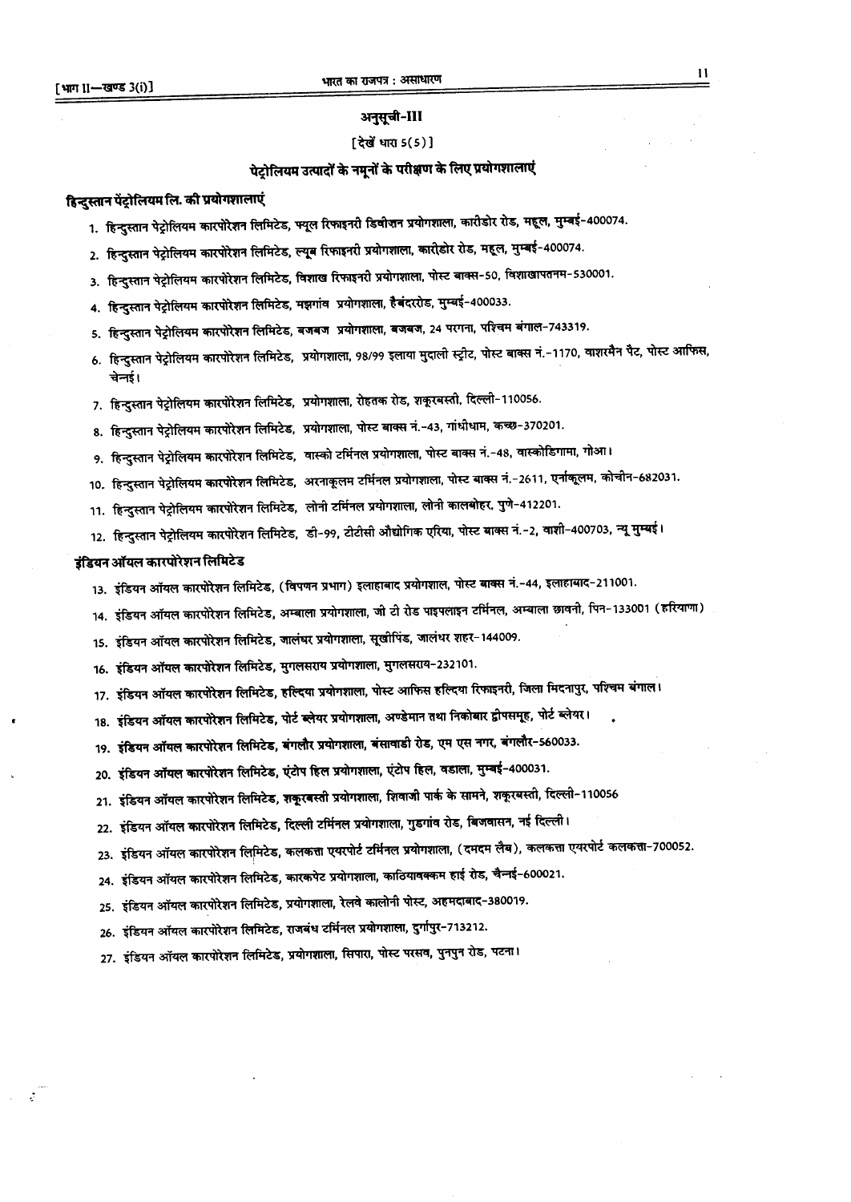## अनुसूची-III

[देखें धारा 5(5)]

### पेट्रोलियम उत्पादों के नमूनों के परीक्षण के लिए प्रयोगशालाएं

**हिन्दुस्तान पेट्रोलियम लि. की प्रयोगशालाएं**

1. हिन्दुस्तान पेट्रोलियम कारपोरेशन लिमिटेड, फ्यूल रिफाइनरी डिवीजन प्रयोगशाला, कारीडोर रोड, महूल, मुम्बई-400074.
2. हिन्दुस्तान पेट्रोलियम कारपोरेशन लिमिटेड, ल्यूब रिफाइनरी प्रयोगशाला, कारीडोर रोड, महूल, मुम्बई-400074.
3. हिन्दुस्तान पेट्रोलियम कारपोरेशन लिमिटेड, विशाख रिफाइनरी प्रयोगशाला, पोस्ट बाक्स-50, विशाखापतनम-530001.
4. हिन्दुस्तान पेट्रोलियम कारपोरेशन लिमिटेड, मझगांव प्रयोगशाला, हैबंदररोड, मुम्बई-400033.
5. हिन्दुस्तान पेट्रोलियम कारपोरेशन लिमिटेड, बजबज प्रयोगशाला, बजबज, 24 परगना, पश्चिम बंगाल-743319.
6. हिन्दुस्तान पेट्रोलियम कारपोरेशन लिमिटेड, प्रयोगशाला, 98/99 इलाया मुदाली स्ट्रीट, पोस्ट बाक्स नं.-1170, वाशरमैन पैट, पोस्ट आफिस, चेन्नई।
7. हिन्दुस्तान पेट्रोलियम कारपोरेशन लिमिटेड, प्रयोगशाला, रोहतक रोड, शकूरबस्ती, दिल्ली-110056.
8. हिन्दुस्तान पेट्रोलियम कारपोरेशन लिमिटेड, प्रयोगशाला, पोस्ट बाक्स नं.-43, गांधीधाम, कच्छ-370201.
9. हिन्दुस्तान पेट्रोलियम कारपोरेशन लिमिटेड, वास्को टर्मिनल प्रयोगशाला, पोस्ट बाक्स नं.-48, वास्कोडिगामा, गोआ।
10. हिन्दुस्तान पेट्रोलियम कारपोरेशन लिमिटेड, अरनाकूलम टर्मिनल प्रयोगशाला, पोस्ट बाक्स नं.-2611, एर्नाकूलम, कोचीन-682031.
11. हिन्दुस्तान पेट्रोलियम कारपोरेशन लिमिटेड, लोनी टर्मिनल प्रयोगशाला, लोनी कालबोहर, पुणे-412201.
12. हिन्दुस्तान पेट्रोलियम कारपोरेशन लिमिटेड, डी-99, टीटीसी औद्योगिक एरिया, पोस्ट बाक्स नं.-2, वाशी-400703, न्यू मुम्बई।

**इंडियन ऑयल कारपोरेशन लिमिटेड**

13. इंडियन ऑयल कारपोरेशन लिमिटेड, (विपणन प्रभाग) इलाहाबाद प्रयोगशाला, पोस्ट बाक्स नं.-44, इलाहाबाद-211001.
14. इंडियन ऑयल कारपोरेशन लिमिटेड, अम्बाला प्रयोगशाला, जी टी रोड पाइपलाइन टर्मिनल, अम्बाला छावनी, पिन-133001 (हरियाणा)
15. इंडियन ऑयल कारपोरेशन लिमिटेड, जालंधर प्रयोगशाला, सूखीपिंड, जालंधर शहर-144009.
16. इंडियन ऑयल कारपोरेशन लिमिटेड, मुगलसराय प्रयोगशाला, मुगलसराय-232101.
17. इंडियन ऑयल कारपोरेशन लिमिटेड, हल्दिया प्रयोगशाला, पोस्ट आफिस हल्दिया रिफाइनरी, जिला मिदनापुर, पश्चिम बंगाल।
18. इंडियन ऑयल कारपोरेशन लिमिटेड, पोर्ट ब्लेयर प्रयोगशाला, अण्डेमान तथा निकोबार द्वीपसमूह, पोर्ट ब्लेयर।
19. इंडियन ऑयल कारपोरेशन लिमिटेड, बंगलौर प्रयोगशाला, बंसावाडी रोड, एम एस नगर, बंगलौर-560033.
20. इंडियन ऑयल कारपोरेशन लिमिटेड, एंटोप हिल प्रयोगशाला, एंटोप हिल, वडाला, मुम्बई-400031.
21. इंडियन ऑयल कारपोरेशन लिमिटेड, शकूरबस्ती प्रयोगशाला, शिवाजी पार्क के सामने, शकूरबस्ती, दिल्ली-110056
22. इंडियन ऑयल कारपोरेशन लिमिटेड, दिल्ली टर्मिनल प्रयोगशाला, गुडगांव रोड, बिजवासन, नई दिल्ली।
23. इंडियन ऑयल कारपोरेशन लिमिटेड, कलकत्ता एयरपोर्ट टर्मिनल प्रयोगशाला, (दमदम लैब), कलकत्ता एयरपोर्ट कलकत्ता-700052.
24. इंडियन ऑयल कारपोरेशन लिमिटेड, कारकपेट प्रयोगशाला, काठियावक्कम हाई रोड, चैन्नई-600021.
25. इंडियन ऑयल कारपोरेशन लिमिटेड, प्रयोगशाला, रेलवे कालोनी पोस्ट, अहमदाबाद-380019.
26. इंडियन ऑयल कारपोरेशन लिमिटेड, राजबंध टर्मिनल प्रयोगशाला, दुर्गापुर-713212.
27. इंडियन ऑयल कारपोरेशन लिमिटेड, प्रयोगशाला, सिपारा, पोस्ट परसव, पुनपुन रोड, पटना।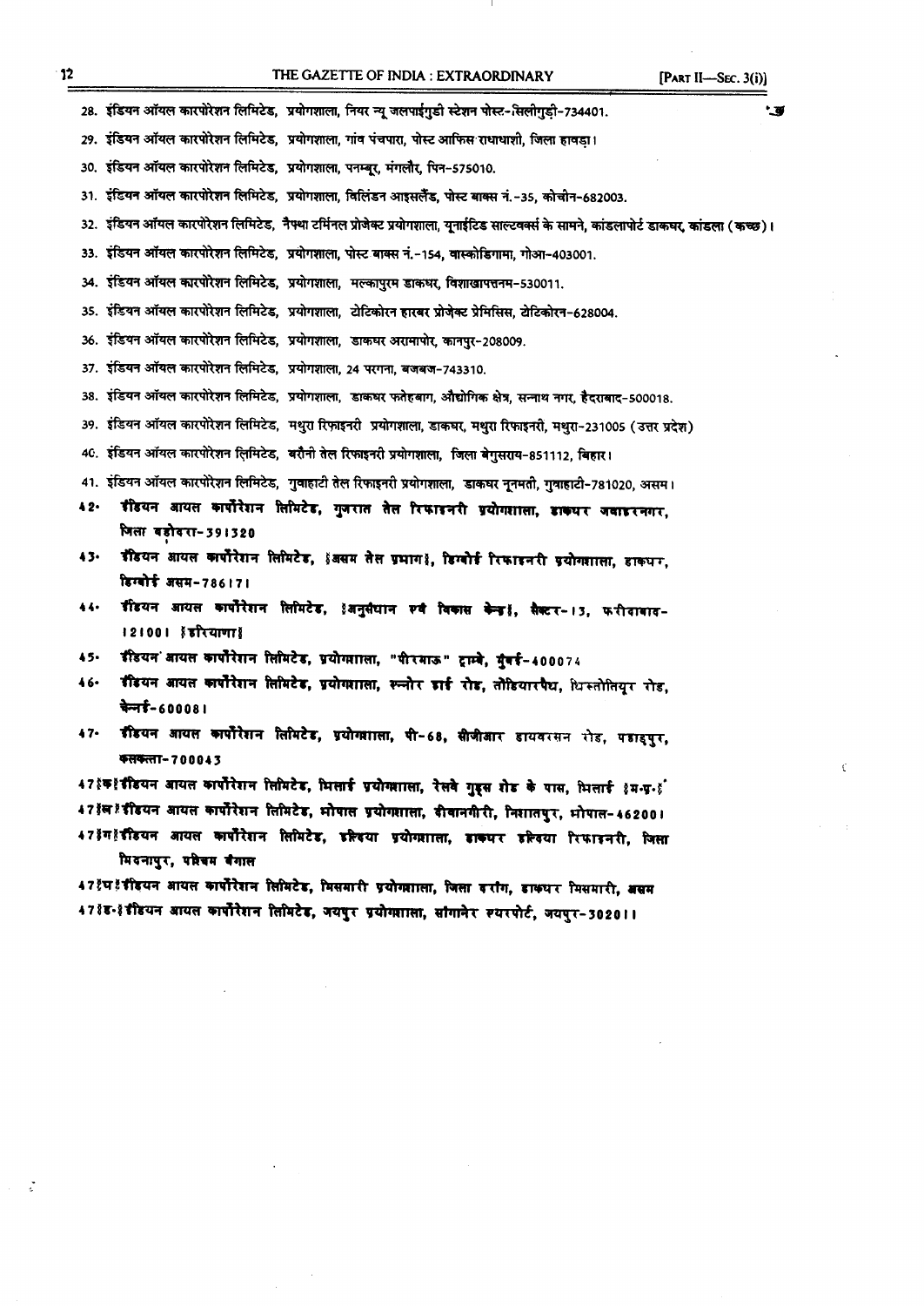28. इंडियन ऑयल कारपोरेशन लिमिटेड, प्रयोगशाला, नियर न्यू जलपाईगुडी स्टेशन पोस्ट-सिलीगुड़ी-734401.

29. इंडियन ऑयल कारपोरेशन लिमिटेड, प्रयोगशाला, गांव पंचपारा, पोस्ट आफिस राधाधाशी, जिला हावड़ा।

30. इंडियन ऑयल कारपोरेशन लिमिटेड, प्रयोगशाला, पनम्बूर, मंगलौर, पिन-575010.

31. इंडियन ऑयल कारपोरेशन लिमिटेड, प्रयोगशाला, विलिंडन आइसलैंड, पोस्ट बाक्स नं.-35, कोचीन-682003.

32. इंडियन ऑयल कारपोरेशन लिमिटेड, नैफ्था टर्मिनल प्रोजेक्ट प्रयोगशाला, यूनाईटिड साल्टवर्क्स के सामने, कांडलापोर्ट डाकघर, कांडला (कच्छ)।

33. इंडियन ऑयल कारपोरेशन लिमिटेड, प्रयोगशाला, पोस्ट बाक्स नं.-154, वास्कोडिगामा, गोआ-403001.

34. इंडियन ऑयल कारपोरेशन लिमिटेड, प्रयोगशाला, मल्कापुरम डाकघर, विशाखापत्तनम-530011.

35. इंडियन ऑयल कारपोरेशन लिमिटेड, प्रयोगशाला, टेटिकोरन हारबर प्रोजेक्ट प्रेमिसिस, टेटिकोरन-628004.

36. इंडियन ऑयल कारपोरेशन लिमिटेड, प्रयोगशाला, डाकघर अरामापोर, कानपुर-208009.

37. इंडियन ऑयल कारपोरेशन लिमिटेड, प्रयोगशाला, 24 परगना, बजबज-743310.

38. इंडियन ऑयल कारपोरेशन लिमिटेड, प्रयोगशाला, डाकघर फतेहबाग, औद्योगिक क्षेत्र, सन्नाथ नगर, हैदराबाद-500018.

39. इंडियन ऑयल कारपोरेशन लिमिटेड, मथुरा रिफ़ाइनरी प्रयोगशाला, डाकघर, मथुरा रिफाइनरी, मथुरा-231005 (उत्तर प्रदेश)

40. इंडियन ऑयल कारपोरेशन लिमिटेड, बरौनी तेल रिफाइनरी प्रयोगशाला, जिला बेगुसराय-851112, बिहार।

41. इंडियन ऑयल कारपोरेशन लिमिटेड, गुवाहाटी तेल रिफाइनरी प्रयोगशाला, डाकघर नूनमती, गुवाहाटी-781020, असम।

42. इंडियन आयल कार्पोरेशन लिमिटेड, गुजरात तेल रिफाइनरी प्रयोगशाला, डाकघर जवाहरनगर, जिला बड़ोदरा-391320

43. इंडियन आयल कार्पोरेशन लिमिटेड, (असम तेल प्रभाग), डिग्बोई रिफाइनरी प्रयोगशाला, डाकघर, डिग्बोई असम-786171

44. इंडियन आयल कार्पोरेशन लिमिटेड, (अनुसंधान एवं विकास केन्द्र), सैक्टर-13, फरीदाबाद-121001 (हरियाणा)

45. इंडियन आयल कार्पोरेशन लिमिटेड, प्रयोगशाला, "पीरपाऊ" ट्राम्बे, मुंबई-400074

46. इंडियन आयल कार्पोरेशन लिमिटेड, प्रयोगशाला, स्नोर हाई रोड, तोंडियारपैथ, थिरुत्तोतियूर रोड, चेन्नई-600081

47. इंडियन आयल कार्पोरेशन लिमिटेड, प्रयोगशाला, पी-68, सीजीआर डायवरसन रोड, पहाड़पुर, कलकत्ता-700043

47(क) इंडियन आयल कार्पोरेशन लिमिटेड, भिलाई प्रयोगशाला, रेलवे गुड्स शेड के पास, भिलाई (म.प्र.)

47(ख) इंडियन आयल कार्पोरेशन लिमिटेड, भोपाल प्रयोगशाला, रीवानगीरी, निशातपुर, भोपाल-462001

47(ग) इंडियन आयल कार्पोरेशन लिमिटेड, हल्दिया प्रयोगशाला, डाकघर हल्दिया रिफाइनरी, जिला मिदनापुर, पश्चिम बंगाल

47(घ) इंडियन आयल कार्पोरेशन लिमिटेड, मिसमारी प्रयोगशाला, जिला दरांग, डाकघर मिसमारी, असम

47(ङ) इंडियन आयल कार्पोरेशन लिमिटेड, जयपुर प्रयोगशाला, सांगानेर एयरपोर्ट, जयपुर-302011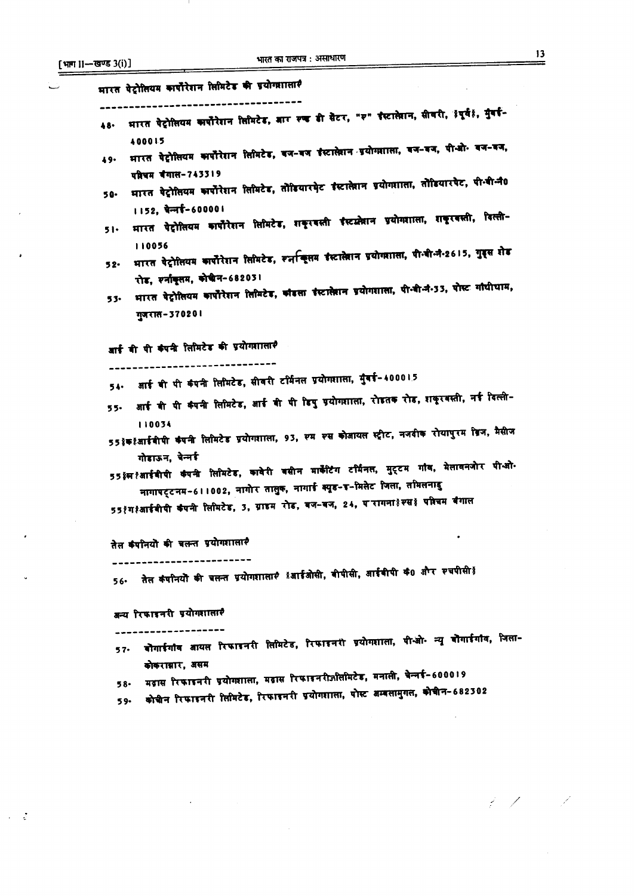### भारत पेट्रोलियम कार्पोरेशन लिमिटेड की प्रयोगशालाएँ

48. भारत पेट्रोलियम कार्पोरेशन लिमिटेड, आर एण्ड डी सेंटर, "ए" इंस्टालेशन, सीवरी, (पूर्व), मुंबई-400015
49. भारत पेट्रोलियम कार्पोरेशन लिमिटेड, बज-बज इंस्टालेशन प्रयोगशाला, बज-बज, पी.ओ. बज-बज, पश्चिम बंगाल-743319
50. भारत पेट्रोलियम कार्पोरेशन लिमिटेड, तोंडियारपेट इंस्टालेशन प्रयोगशाला, तोंडियारपेट, पी.बी.नं0 1152, चेन्नई-600001
51. भारत पेट्रोलियम कार्पोरेशन लिमिटेड, शकूरबस्ती इंस्टालेशन प्रयोगशाला, शकूरबस्ती, दिल्ली-110056
52. भारत पेट्रोलियम कार्पोरेशन लिमिटेड, एर्नाकुलम इंस्टालेशन प्रयोगशाला, पी.बी.नं.2615, गुडस शेड रोड, एर्नाकुलम, कोचीन-682031
53. भारत पेट्रोलियम कार्पोरेशन लिमिटेड, कांडला इंस्टालेशन प्रयोगशाला, पी.बी.नं.33, पोस्ट गांधीधाम, गुजरात-370201

### आई बी पी कंपनी लिमिटेड की प्रयोगशालाएँ

54. आई बी पी कंपनी लिमिटेड, सीवरी टर्मिनल प्रयोगशाला, मुंबई-400015
55. आई बी पी कंपनी लिमिटेड, आई बी पी डिपु प्रयोगशाला, रोहतक रोड, शकूरबस्ती, नई दिल्ली-110034

55(क) आईबीपी कंपनी लिमिटेड प्रयोगशाला, 93, एम एस कोआयल स्ट्रीट, नजदीक रोयापुरम ब्रिज, मैसीज गोडाऊन, चेन्नई

55(ख) आईबीपी कंपनी लिमिटेड, कावेरी बसीन मार्केटिंग टर्मिनल, मुट्टम गांव, मेलावनजोर पी.ओ. नागापट्टनम-611002, नागोर तालुक, नागाई क्यूड-ए-मिलेट जिला, तमिलनाडु

55(ग) आईबीपी कंपनी लिमिटेड, 3, ग्राहम रोड, बज-बज, 24, परगना (एस) पश्चिम बंगाल

### तेल कंपनियों की चलन्त प्रयोगशालाएँ

56. तेल कंपनियों की चलन्त प्रयोगशालाएँ (आईओसी, बीपीसी, आईबीपी कं0 और एचपीसी)

### अन्य रिफाइनरी प्रयोगशालाएँ

57. बोंगाईगांव आयल रिफाइनरी लिमिटेड, रिफाइनरी प्रयोगशाला, पी.ओ. न्यू बोंगाईगांव, जिला-कोकराझार, असम
58. मद्रास रिफाइनरी प्रयोगशाला, मद्रास रिफाइनरीज़लिमिटेड, मनाली, चेन्नई-600019
59. कोचीन रिफाइनरी लिमिटेड, रिफाइनरी प्रयोगशाला, पोस्ट अम्बलामुगल, कोचीन-682302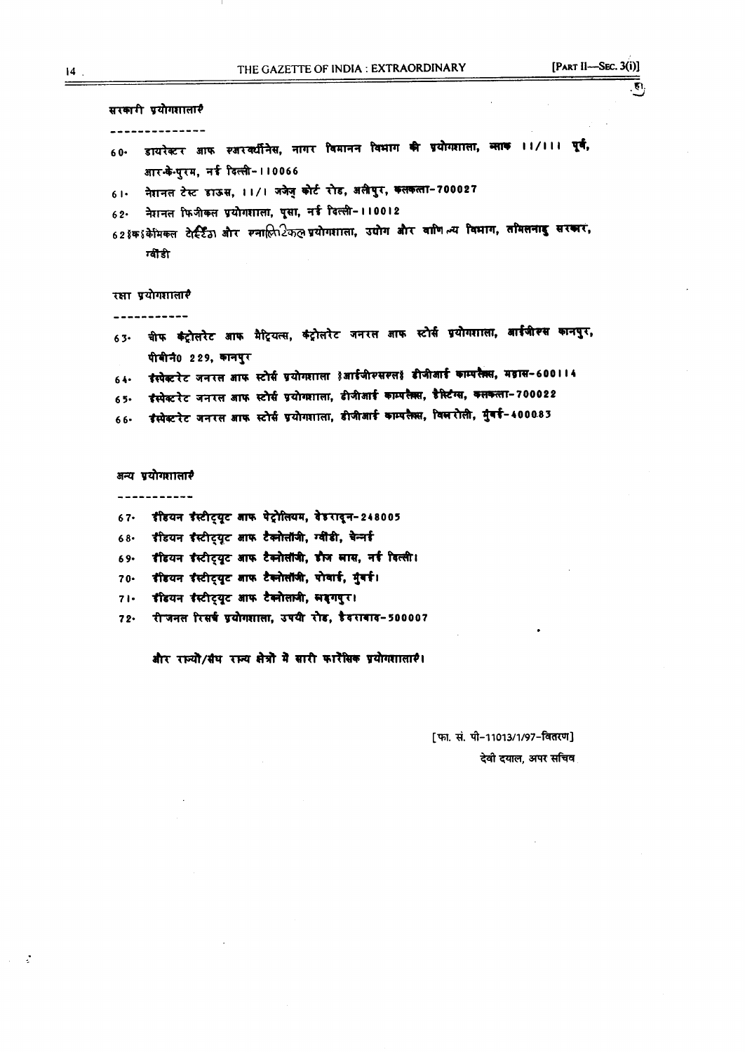सरकारी प्रयोगशालाएँ

--------------

60. डायरेक्टर आफ एअरवर्दीनेस, नागर विमानन विभाग की प्रयोगशाला, ब्लाक 11/111 पूर्व, आर.के.पुरम, नई दिल्ली-110066
61. नेशनल टेस्ट हाउस, 11/1 जजेज कोर्ट रोड, अलीपुर, कलकत्ता-700027
62. नेशनल फिजीकल प्रयोगशाला, पूसा, नई दिल्ली-110012
62(क) केमिकल टेस्टिंग और एनालिटिकल प्रयोगशाला, उद्योग और वाणिज्य विभाग, तमिलनाडु सरकार, गवींडी

रक्षा प्रयोगशालाएँ

-----------

63. चीफ कंट्रोलरेट आफ मैट्रियल्स, कंट्रोलरेट जनरल आफ स्टोर्स प्रयोगशाला, आईजीएस कानपुर, पीबीनं० 229, कानपुर
64. इंस्पेक्टरेट जनरल आफ स्टोर्स प्रयोगशाला (आईजीएसएल) डीजीआई काम्पलैक्स, मद्रास-600114
65. इंस्पेक्टरेट जनरल आफ स्टोर्स प्रयोगशाला, डीजीआई काम्पलैक्स, हैस्टिंग्स, कलकत्ता-700022
66. इंस्पेक्टरेट जनरल आफ स्टोर्स प्रयोगशाला, डीजीआई काम्पलैक्स, विक्रोली, मुंबई-400083

अन्य प्रयोगशालाएँ

-----------

67. इंडियन इंस्टीट्यूट आफ पेट्रोलियम, देहरादून-248005
68. इंडियन इंस्टीट्यूट आफ टैक्नोलॉजी, गवींडी, चेन्नई
69. इंडियन इंस्टीट्यूट आफ टैक्नोलॉजी, हौज खास, नई दिल्ली।
70. इंडियन इंस्टीट्यूट आफ टैक्नोलॉजी, पोवाई, मुंबई।
71. इंडियन इंस्टीट्यूट आफ टैक्नोलाजी, खड़गपुर।
72. रीजनल रिसर्च प्रयोगशाला, उपपी रोड, हैदराबाद-500007

और राज्यों/संघ राज्य क्षेत्रों में सारी फारेंसिक प्रयोगशालाएँ।

[फा. सं. पी-11013/1/97-वितरण]

देवी दयाल, अपर सचिव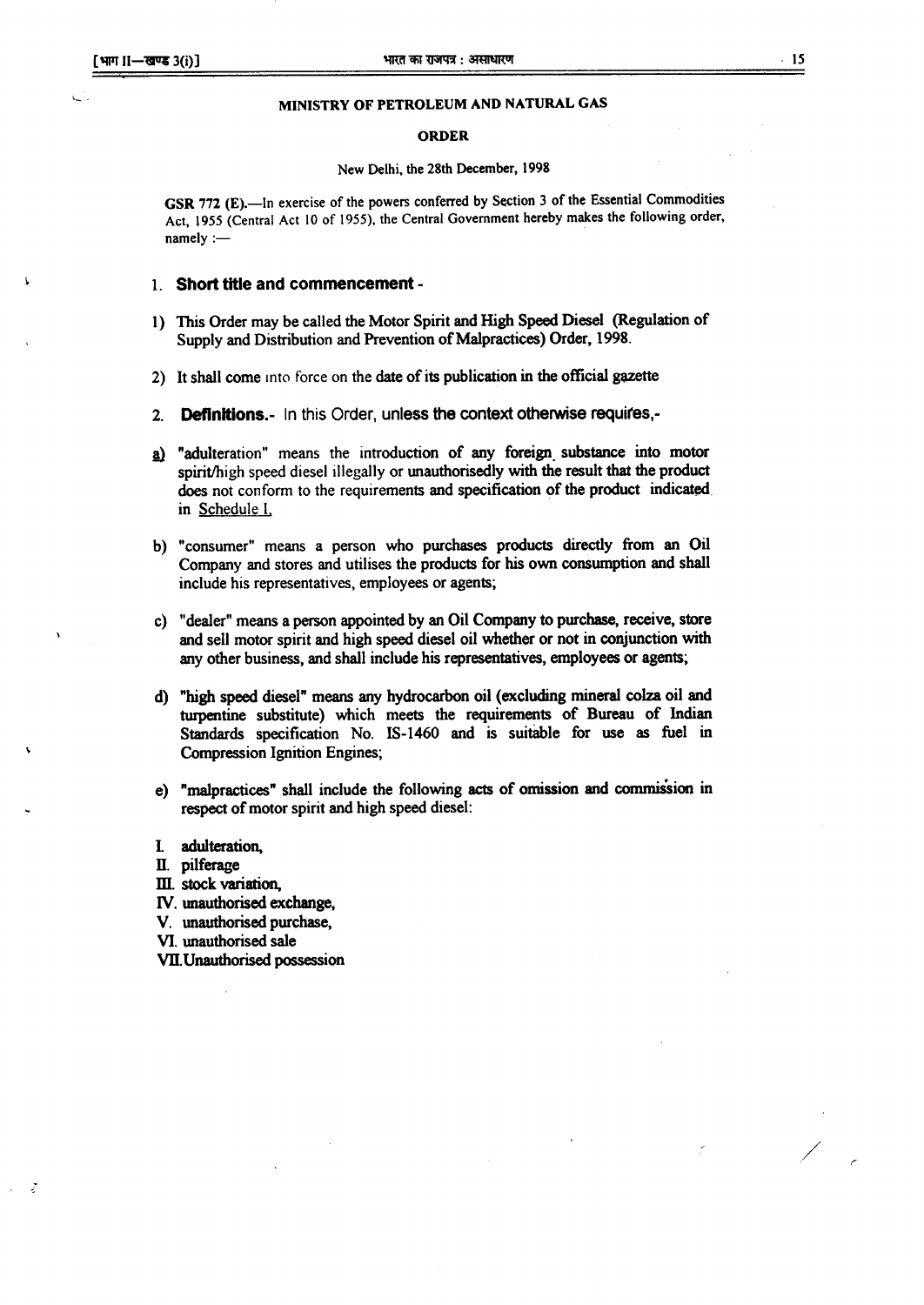**MINISTRY OF PETROLEUM AND NATURAL GAS**

**ORDER**

New Delhi, the 28th December, 1998

**GSR 772 (E).**—In exercise of the powers conferred by Section 3 of the Essential Commodities Act, 1955 (Central Act 10 of 1955), the Central Government hereby makes the following order, namely :—

1. **Short title and commencement -**

1) This Order may be called the Motor Spirit and High Speed Diesel (Regulation of Supply and Distribution and Prevention of Malpractices) Order, 1998.

2) It shall come into force on the date of its publication in the official gazette

2. **Definitions.-** In this Order, unless the context otherwise requires,-

a) "adulteration" means the introduction of any foreign substance into motor spirit/high speed diesel illegally or unauthorisedly with the result that the product does not conform to the requirements and specification of the product indicated in Schedule I,

b) "consumer" means a person who purchases products directly from an Oil Company and stores and utilises the products for his own consumption and shall include his representatives, employees or agents;

c) "dealer" means a person appointed by an Oil Company to purchase, receive, store and sell motor spirit and high speed diesel oil whether or not in conjunction with any other business, and shall include his representatives, employees or agents;

d) "high speed diesel" means any hydrocarbon oil (excluding mineral colza oil and turpentine substitute) which meets the requirements of Bureau of Indian Standards specification No. IS-1460 and is suitable for use as fuel in Compression Ignition Engines;

e) "malpractices" shall include the following acts of omission and commission in respect of motor spirit and high speed diesel:

I. adulteration,
II. pilferage
III. stock variation,
IV. unauthorised exchange,
V. unauthorised purchase,
VI. unauthorised sale
VII. Unauthorised possession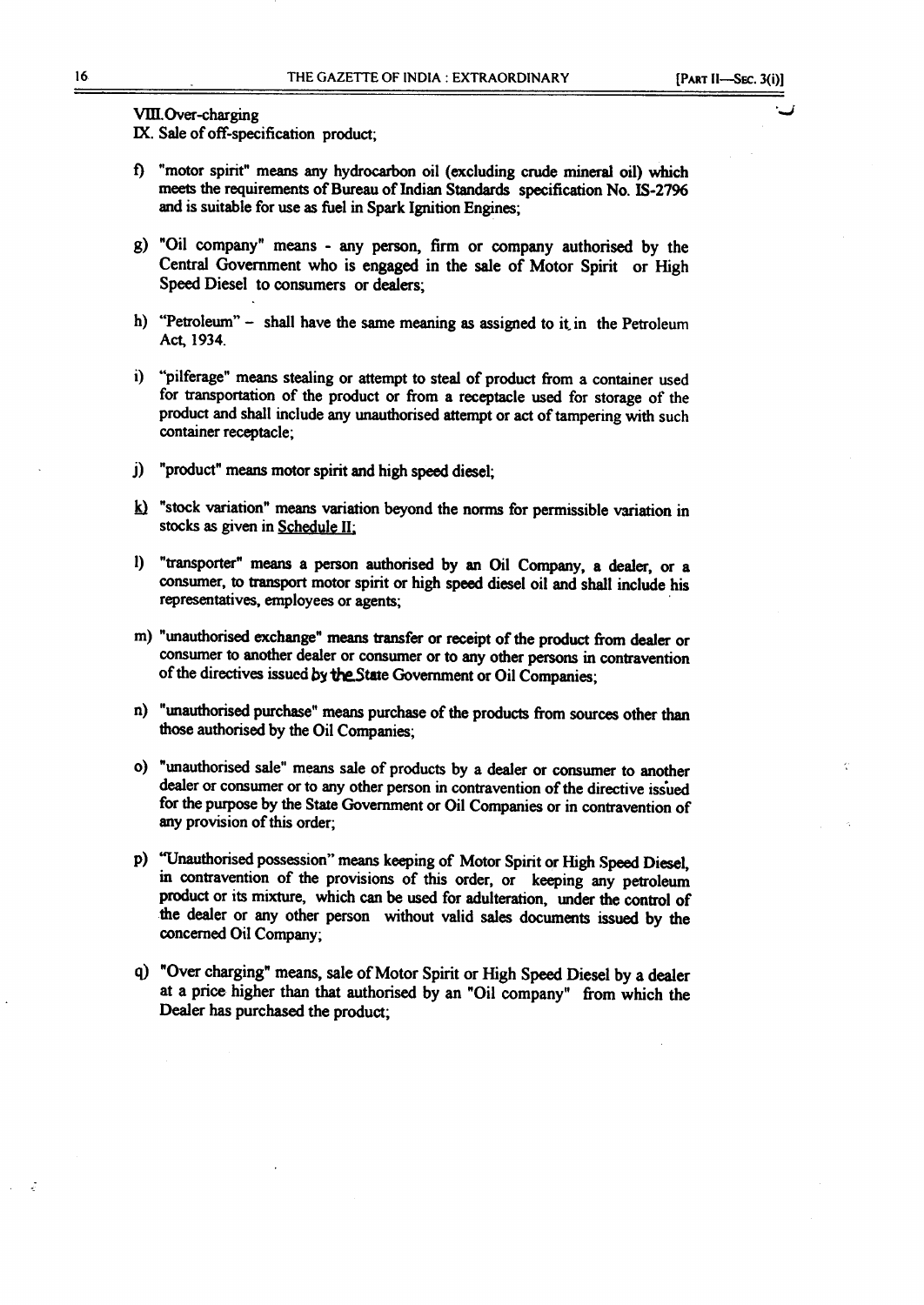VIII. Over-charging

IX. Sale of off-specification product;

f) "motor spirit" means any hydrocarbon oil (excluding crude mineral oil) which meets the requirements of Bureau of Indian Standards specification No. IS-2796 and is suitable for use as fuel in Spark Ignition Engines;

g) "Oil company" means - any person, firm or company authorised by the Central Government who is engaged in the sale of Motor Spirit or High Speed Diesel to consumers or dealers;

h) "Petroleum" – shall have the same meaning as assigned to it in the Petroleum Act, 1934.

i) "pilferage" means stealing or attempt to steal of product from a container used for transportation of the product or from a receptacle used for storage of the product and shall include any unauthorised attempt or act of tampering with such container receptacle;

j) "product" means motor spirit and high speed diesel;

k) "stock variation" means variation beyond the norms for permissible variation in stocks as given in Schedule II;

l) "transporter" means a person authorised by an Oil Company, a dealer, or a consumer, to transport motor spirit or high speed diesel oil and shall include his representatives, employees or agents;

m) "unauthorised exchange" means transfer or receipt of the product from dealer or consumer to another dealer or consumer or to any other persons in contravention of the directives issued by the State Government or Oil Companies;

n) "unauthorised purchase" means purchase of the products from sources other than those authorised by the Oil Companies;

o) "unauthorised sale" means sale of products by a dealer or consumer to another dealer or consumer or to any other person in contravention of the directive issued for the purpose by the State Government or Oil Companies or in contravention of any provision of this order;

p) "Unauthorised possession" means keeping of Motor Spirit or High Speed Diesel, in contravention of the provisions of this order, or keeping any petroleum product or its mixture, which can be used for adulteration, under the control of the dealer or any other person without valid sales documents issued by the concerned Oil Company;

q) "Over charging" means, sale of Motor Spirit or High Speed Diesel by a dealer at a price higher than that authorised by an "Oil company" from which the Dealer has purchased the product;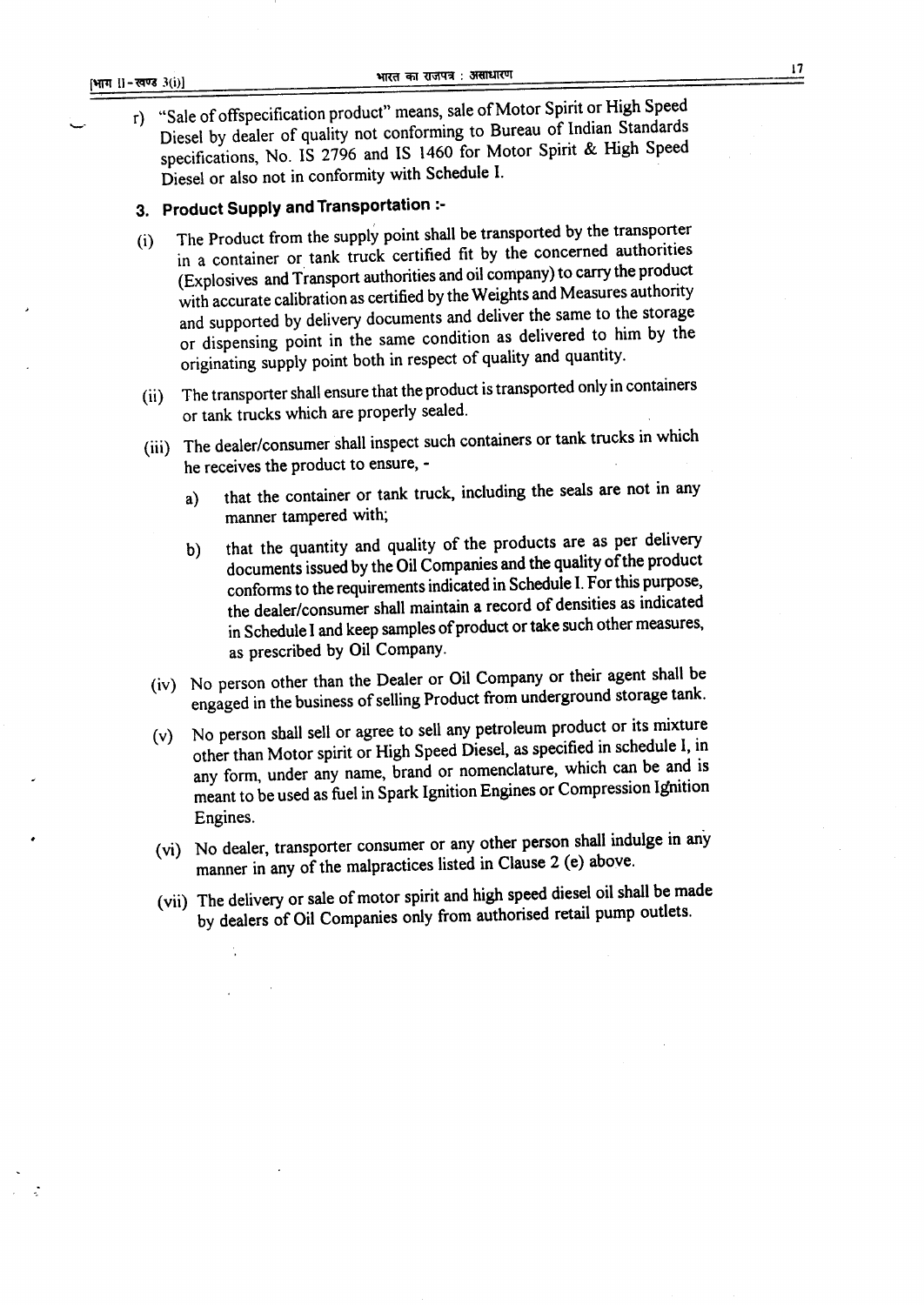r) "Sale of offspecification product" means, sale of Motor Spirit or High Speed Diesel by dealer of quality not conforming to Bureau of Indian Standards specifications, No. IS 2796 and IS 1460 for Motor Spirit & High Speed Diesel or also not in conformity with Schedule I.

### 3. Product Supply and Transportation :-

(i) The Product from the supply point shall be transported by the transporter in a container or tank truck certified fit by the concerned authorities (Explosives and Transport authorities and oil company) to carry the product with accurate calibration as certified by the Weights and Measures authority and supported by delivery documents and deliver the same to the storage or dispensing point in the same condition as delivered to him by the originating supply point both in respect of quality and quantity.

(ii) The transporter shall ensure that the product is transported only in containers or tank trucks which are properly sealed.

(iii) The dealer/consumer shall inspect such containers or tank trucks in which he receives the product to ensure, -

a) that the container or tank truck, including the seals are not in any manner tampered with;

b) that the quantity and quality of the products are as per delivery documents issued by the Oil Companies and the quality of the product conforms to the requirements indicated in Schedule I. For this purpose, the dealer/consumer shall maintain a record of densities as indicated in Schedule I and keep samples of product or take such other measures, as prescribed by Oil Company.

(iv) No person other than the Dealer or Oil Company or their agent shall be engaged in the business of selling Product from underground storage tank.

(v) No person shall sell or agree to sell any petroleum product or its mixture other than Motor spirit or High Speed Diesel, as specified in schedule I, in any form, under any name, brand or nomenclature, which can be and is meant to be used as fuel in Spark Ignition Engines or Compression Ignition Engines.

(vi) No dealer, transporter consumer or any other person shall indulge in any manner in any of the malpractices listed in Clause 2 (e) above.

(vii) The delivery or sale of motor spirit and high speed diesel oil shall be made by dealers of Oil Companies only from authorised retail pump outlets.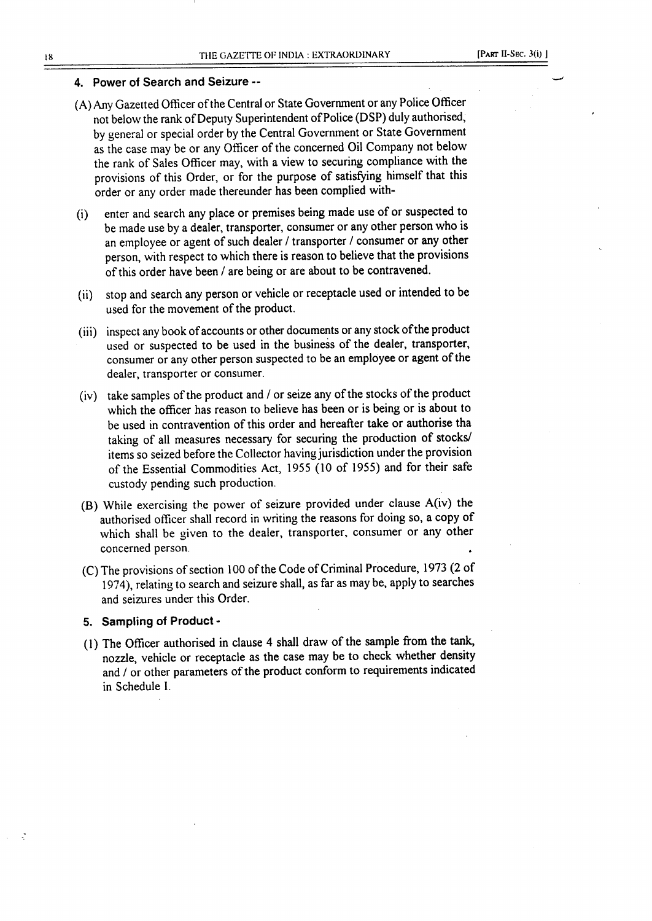#### 4. Power of Search and Seizure --

(A) Any Gazetted Officer of the Central or State Government or any Police Officer not below the rank of Deputy Superintendent of Police (DSP) duly authorised, by general or special order by the Central Government or State Government as the case may be or any Officer of the concerned Oil Company not below the rank of Sales Officer may, with a view to securing compliance with the provisions of this Order, or for the purpose of satisfying himself that this order or any order made thereunder has been complied with-

(i) enter and search any place or premises being made use of or suspected to be made use by a dealer, transporter, consumer or any other person who is an employee or agent of such dealer / transporter / consumer or any other person, with respect to which there is reason to believe that the provisions of this order have been / are being or are about to be contravened.

(ii) stop and search any person or vehicle or receptacle used or intended to be used for the movement of the product.

(iii) inspect any book of accounts or other documents or any stock of the product used or suspected to be used in the business of the dealer, transporter, consumer or any other person suspected to be an employee or agent of the dealer, transporter or consumer.

(iv) take samples of the product and / or seize any of the stocks of the product which the officer has reason to believe has been or is being or is about to be used in contravention of this order and hereafter take or authorise tha taking of all measures necessary for securing the production of stocks/ items so seized before the Collector having jurisdiction under the provision of the Essential Commodities Act, 1955 (10 of 1955) and for their safe custody pending such production.

(B) While exercising the power of seizure provided under clause A(iv) the authorised officer shall record in writing the reasons for doing so, a copy of which shall be given to the dealer, transporter, consumer or any other concerned person.

(C) The provisions of section 100 of the Code of Criminal Procedure, 1973 (2 of 1974), relating to search and seizure shall, as far as may be, apply to searches and seizures under this Order.

#### 5. Sampling of Product -

(1) The Officer authorised in clause 4 shall draw of the sample from the tank, nozzle, vehicle or receptacle as the case may be to check whether density and / or other parameters of the product conform to requirements indicated in Schedule I.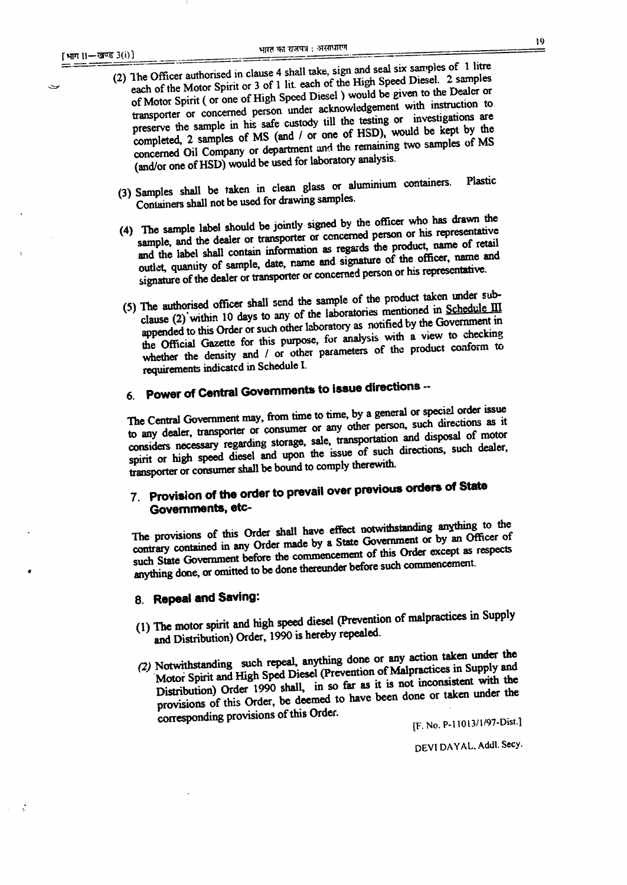(2) The Officer authorised in clause 4 shall take, sign and seal six samples of 1 litre each of the Motor Spirit or 3 of 1 lit. each of the High Speed Diesel. 2 samples of Motor Spirit ( or one of High Speed Diesel ) would be given to the Dealer or transporter or concerned person under acknowledgement with instruction to preserve the sample in his safe custody till the testing or investigations are completed, 2 samples of MS (and / or one of HSD), would be kept by the concerned Oil Company or department and the remaining two samples of MS (and/or one of HSD) would be used for laboratory analysis.

(3) Samples shall be taken in clean glass or aluminium containers. Plastic Containers shall not be used for drawing samples.

(4) The sample label should be jointly signed by the officer who has drawn the sample, and the dealer or transporter or concerned person or his representative and the label shall contain information as regards the product, name of retail outlet, quantity of sample, date, name and signature of the officer, name and signature of the dealer or transporter or concerned person or his representative.

(5) The authorised officer shall send the sample of the product taken under sub-clause (2) within 10 days to any of the laboratories mentioned in Schedule III appended to this Order or such other laboratory as notified by the Government in the Official Gazette for this purpose, for analysis with a view to checking whether the density and / or other parameters of the product conform to requirements indicated in Schedule I.

## 6. Power of Central Governments to issue directions --

The Central Government may, from time to time, by a general or special order issue to any dealer, transporter or consumer or any other person, such directions as it considers necessary regarding storage, sale, transportation and disposal of motor spirit or high speed diesel and upon the issue of such directions, such dealer, transporter or consumer shall be bound to comply therewith.

## 7. Provision of the order to prevail over previous orders of State Governments, etc-

The provisions of this Order shall have effect notwithstanding anything to the contrary contained in any Order made by a State Government or by an Officer of such State Government before the commencement of this Order except as respects anything done, or omitted to be done thereunder before such commencement.

## 8. Repeal and Saving:

(1) The motor spirit and high speed diesel (Prevention of malpractices in Supply and Distribution) Order, 1990 is hereby repealed.

(2) Notwithstanding such repeal, anything done or any action taken under the Motor Spirit and High Sped Diesel (Prevention of Malpractices in Supply and Distribution) Order 1990 shall, in so far as it is not inconsistent with the provisions of this Order, be deemed to have been done or taken under the corresponding provisions of this Order.

[F. No. P-11013/1/97-Dist.]

DEVI DAYAL, Addl. Secy.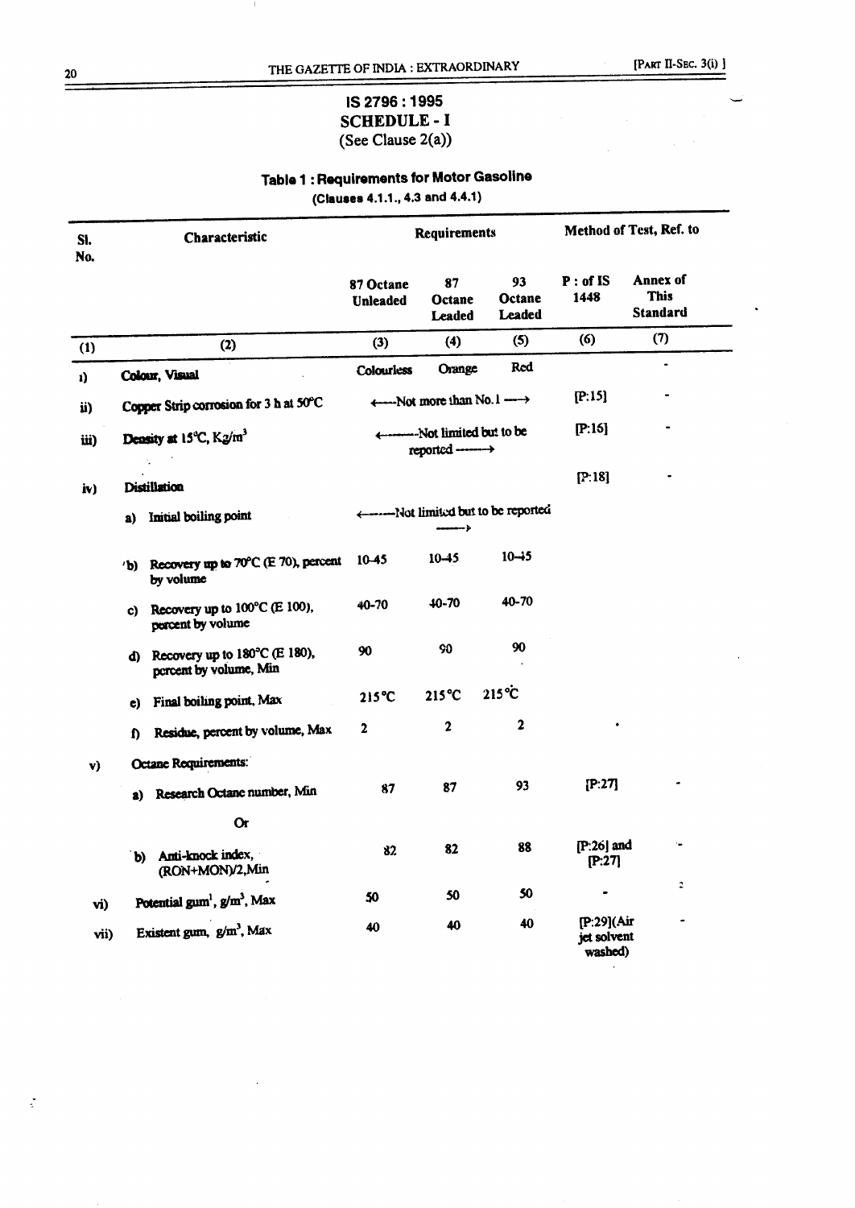IS 2796 : 1995

**SCHEDULE - I**

(See Clause 2(a))

**Table 1 : Requirements for Motor Gasoline**

**(Clauses 4.1.1., 4.3 and 4.4.1)**

| Sl. No. | Characteristic | Requirements | | | Method of Test, Ref. to | |
|---|---|---|---|---|---|---|
| | | 87 Octane Unleaded | 87 Octane Leaded | 93 Octane Leaded | P : of IS 1448 | Annex of This Standard |
| (1) | (2) | (3) | (4) | (5) | (6) | (7) |
| i) | Colour, Visual | Colourless | Orange | Red | | - |
| ii) | Copper Strip corrosion for 3 h at 50°C | ←Not more than No.1→ | | | [P:15] | - |
| iii) | Density at 15°C, Kg/m³ | ←Not limited but to be reported→ | | | [P:16] | - |
| iv) | Distillation | | | | [P:18] | - |
| | a) Initial boiling point | ←Not limited but to be reported→ | | | | |
| | b) Recovery up to 70°C (E 70), percent by volume | 10-45 | 10-45 | 10-45 | | |
| | c) Recovery up to 100°C (E 100), percent by volume | 40-70 | 40-70 | 40-70 | | |
| | d) Recovery up to 180°C (E 180), percent by volume, Min | 90 | 90 | 90 | | |
| | e) Final boiling point, Max | 215°C | 215°C | 215°C | | |
| | f) Residue, percent by volume, Max | 2 | 2 | 2 | | |
| v) | Octane Requirements: | | | | | |
| | a) Research Octane number, Min | 87 | 87 | 93 | [P:27] | - |
| | Or | | | | | |
| | b) Anti-knock index, (RON+MON)/2,Min | 82 | 82 | 88 | [P:26] and [P:27] | - |
| vi) | Potential gum[1], g/m³, Max | 50 | 50 | 50 | - | |
| vii) | Existent gum, g/m³, Max | 40 | 40 | 40 | [P:29](Air jet solvent washed) | - |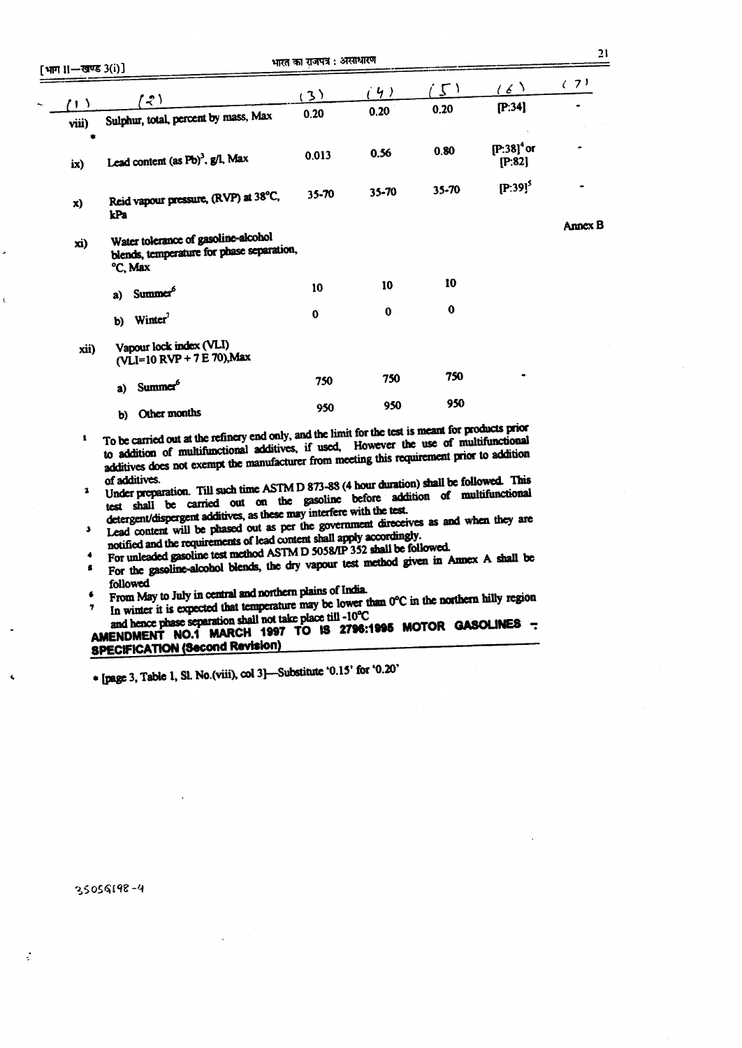| (1) | (2) | (3) | (4) | (5) | (6) | (7) |
|---|---|---|---|---|---|---|
| viii) * | Sulphur, total, percent by mass, Max | 0.20 | 0.20 | 0.20 | [P:34] | - |
| ix) | Lead content (as Pb)[3], g/l, Max | 0.013 | 0.56 | 0.80 | [P:38][4] or [P:82] | - |
| x) | Reid vapour pressure, (RVP) at 38°C, kPa | 35-70 | 35-70 | 35-70 | [P:39][5] | - |
| xi) | Water tolerance of gasoline-alcohol blends, temperature for phase separation, °C, Max | | | | | Annex B |
| | a) Summer[6] | 10 | 10 | 10 | | |
| | b) Winter[7] | 0 | 0 | 0 | | |
| xii) | Vapour lock index (VLI) (VLI=10 RVP + 7 E 70),Max | | | | | |
| | a) Summer[6] | 750 | 750 | 750 | - | |
| | b) Other months | 950 | 950 | 950 | | |

1 To be carried out at the refinery end only, and the limit for the test is meant for products prior to addition of multifunctional additives, if used, However the use of multifunctional additives does not exempt the manufacturer from meeting this requirement prior to addition of additives.

2 Under preparation. Till such time ASTM D 873-88 (4 hour duration) shall be followed. This test shall be carried out on the gasoline before addition of multifunctional detergent/dispergent additives, as these may interfere with the test.

3 Lead content will be phased out as per the government direceives as and when they are notified and the requirements of lead content shall apply accordingly.

4 For unleaded gasoline test method ASTM D 5058/IP 352 shall be followed.

5 For the gasoline-alcohol blends, the dry vapour test method given in Annex A shall be followed

6 From May to July in central and northern plains of India.

7 In winter it is expected that temperature may be lower than 0°C in the northern hilly region and hence phase separation shall not take place till -10°C

**AMENDMENT NO.1 MARCH 1997 TO IS 2796:1995 MOTOR GASOLINES - SPECIFICATION (Second Revision)**

* [page 3, Table 1, Sl. No.(viii), col 3]—Substitute '0.15' for '0.20'

35059198-4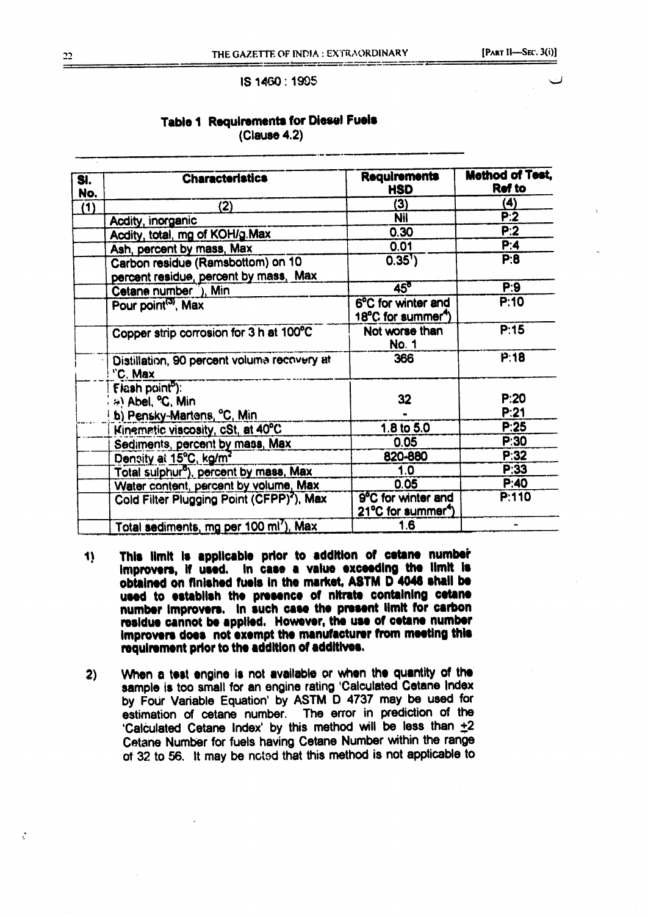IS 1460 : 1995

### Table 1 Requirements for Diesel Fuels
(Clause 4.2)

| Sl. No. | Characteristics | Requirements HSD | Method of Test, Ref to |
|---|---|---|---|
| (1) | (2) | (3) | (4) |
| | Acdity, inorganic | Nil | P:2 |
| | Acdity, total, mg of KOH/g.Max | 0.30 | P:2 |
| | Ash, percent by mass, Max | 0.01 | P:4 |
| | Carbon residue (Ramsbottom) on 10 percent residue, percent by mass, Max | 0.35[1]) | P:8 |
| | Cetane number [2]), Min | 45[8] | P:9 |
| | Pour point[3], Max | 6°C for winter and 18°C for summer[4]) | P:10 |
| | Copper strip corrosion for 3 h at 100°C | Not worse than No. 1 | P:15 |
| | Distillation, 90 percent volume recovery at °C, Max | 366 | P:18 |
| | Flash point[5]):<br>a) Abel, °C, Min<br>b) Pensky-Martens, °C, Min | <br>32<br>- | <br>P:20<br>P:21 |
| | Kinematic viscosity, cSt, at 40°C | 1.8 to 5.0 | P:25 |
| | Sediments, percent by mass, Max | 0.05 | P:30 |
| | Density at 15°C, kg/m[3] | 820-880 | P:32 |
| | Total sulphur[6]), percent by mass, Max | 1.0 | P:33 |
| | Water content, percent by volume, Max | 0.05 | P:40 |
| | Cold Filter Plugging Point (CFPP)[4]), Max | 9°C for winter and 21°C for summer[4]) | P:110 |
| | Total sediments, mg per 100 ml[7]), Max | 1.6 | - |

1) **This limit is applicable prior to addition of cetane number improvers, if used. In case a value exceeding the limit is obtained on finished fuels in the market, ASTM D 4046 shall be used to establish the presence of nitrate containing cetane number improvers. In such case the present limit for carbon residue cannot be applied. However, the use of cetane number improvers does not exempt the manufacturer from meeting this requirement prior to the addition of additives.**

2) When a test engine is not available or when the quantity of the sample is too small for an engine rating 'Calculated Cetane Index by Four Variable Equation' by ASTM D 4737 may be used for estimation of cetane number. The error in prediction of the 'Calculated Cetane Index' by this method will be less than ±2 Cetane Number for fuels having Cetane Number within the range of 32 to 56. It may be noted that this method is not applicable to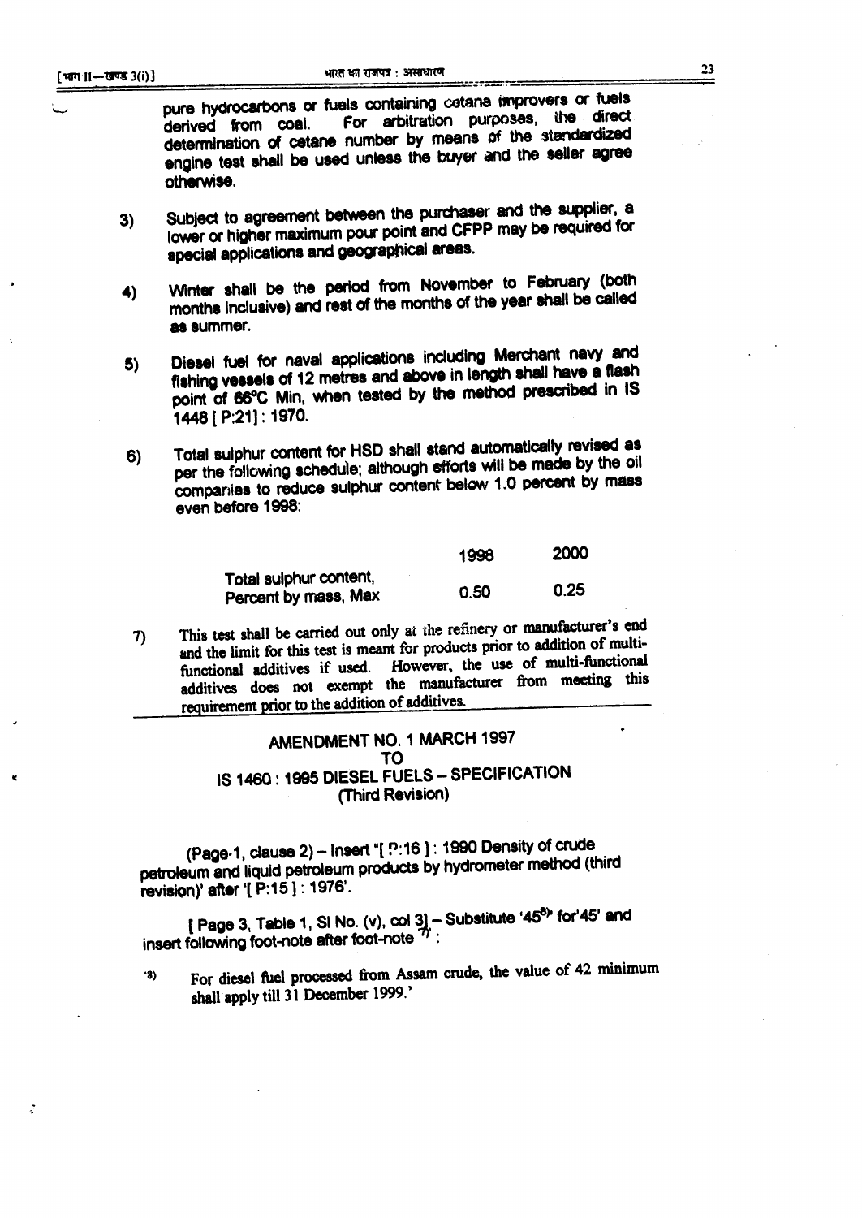pure hydrocarbons or fuels containing cetane improvers or fuels derived from coal. For arbitration purposes, the direct determination of cetane number by means of the standardized engine test shall be used unless the buyer and the seller agree otherwise.

3) Subject to agreement between the purchaser and the supplier, a lower or higher maximum pour point and CFPP may be required for special applications and geographical areas.

4) Winter shall be the period from November to February (both months inclusive) and rest of the months of the year shall be called as summer.

5) Diesel fuel for naval applications including Merchant navy and fishing vessels of 12 metres and above in length shall have a flash point of 66°C Min, when tested by the method prescribed in IS 1448 [ P:21] : 1970.

6) Total sulphur content for HSD shall stand automatically revised as per the following schedule; although efforts will be made by the oil companies to reduce sulphur content below 1.0 percent by mass even before 1998:

| | 1998 | 2000 |
|---|---|---|
| Total sulphur content, Percent by mass, Max | 0.50 | 0.25 |

7) This test shall be carried out only at the refinery or manufacturer's end and the limit for this test is meant for products prior to addition of multi-functional additives if used. However, the use of multi-functional additives does not exempt the manufacturer from meeting this requirement prior to the addition of additives.

## AMENDMENT NO. 1 MARCH 1997
## TO
## IS 1460 : 1995 DIESEL FUELS – SPECIFICATION
## (Third Revision)

(Page-1, clause 2) – Insert "[ P:16 ] : 1990 Density of crude petroleum and liquid petroleum products by hydrometer method (third revision)' after '[ P:15 ] : 1976'.

[ Page 3, Table 1, Sl No. (v), col 3] – Substitute '45[8]' for'45' and insert following foot-note after foot-note '7)' :

'8) For diesel fuel processed from Assam crude, the value of 42 minimum shall apply till 31 December 1999.'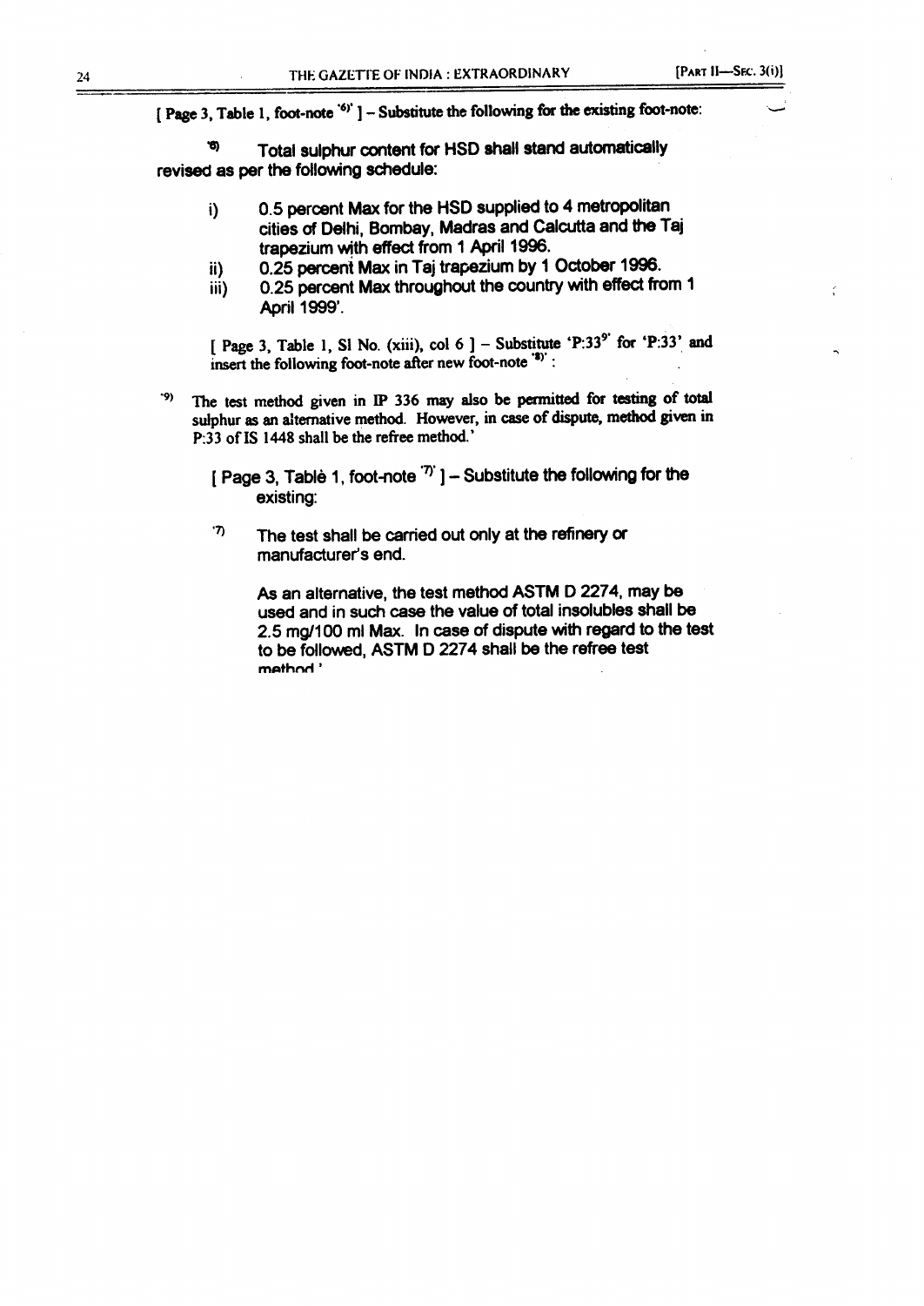[ Page 3, Table 1, foot-note '6)' ] – Substitute the following for the existing foot-note:

'6) Total sulphur content for HSD shall stand automatically revised as per the following schedule:

i) 0.5 percent Max for the HSD supplied to 4 metropolitan cities of Delhi, Bombay, Madras and Calcutta and the Taj trapezium with effect from 1 April 1996.
ii) 0.25 percent Max in Taj trapezium by 1 October 1996.
iii) 0.25 percent Max throughout the country with effect from 1 April 1999'.

[ Page 3, Table 1, Sl No. (xiii), col 6 ] – Substitute 'P:33[9]' for 'P:33' and insert the following foot-note after new foot-note '8)' :

'9) The test method given in IP 336 may also be permitted for testing of total sulphur as an alternative method. However, in case of dispute, method given in P:33 of IS 1448 shall be the refree method.'

[ Page 3, Table 1, foot-note '7)' ] – Substitute the following for the existing:

'7) The test shall be carried out only at the refinery or manufacturer's end.

As an alternative, the test method ASTM D 2274, may be used and in such case the value of total insolubles shall be 2.5 mg/100 ml Max. In case of dispute with regard to the test to be followed, ASTM D 2274 shall be the refree test method.'